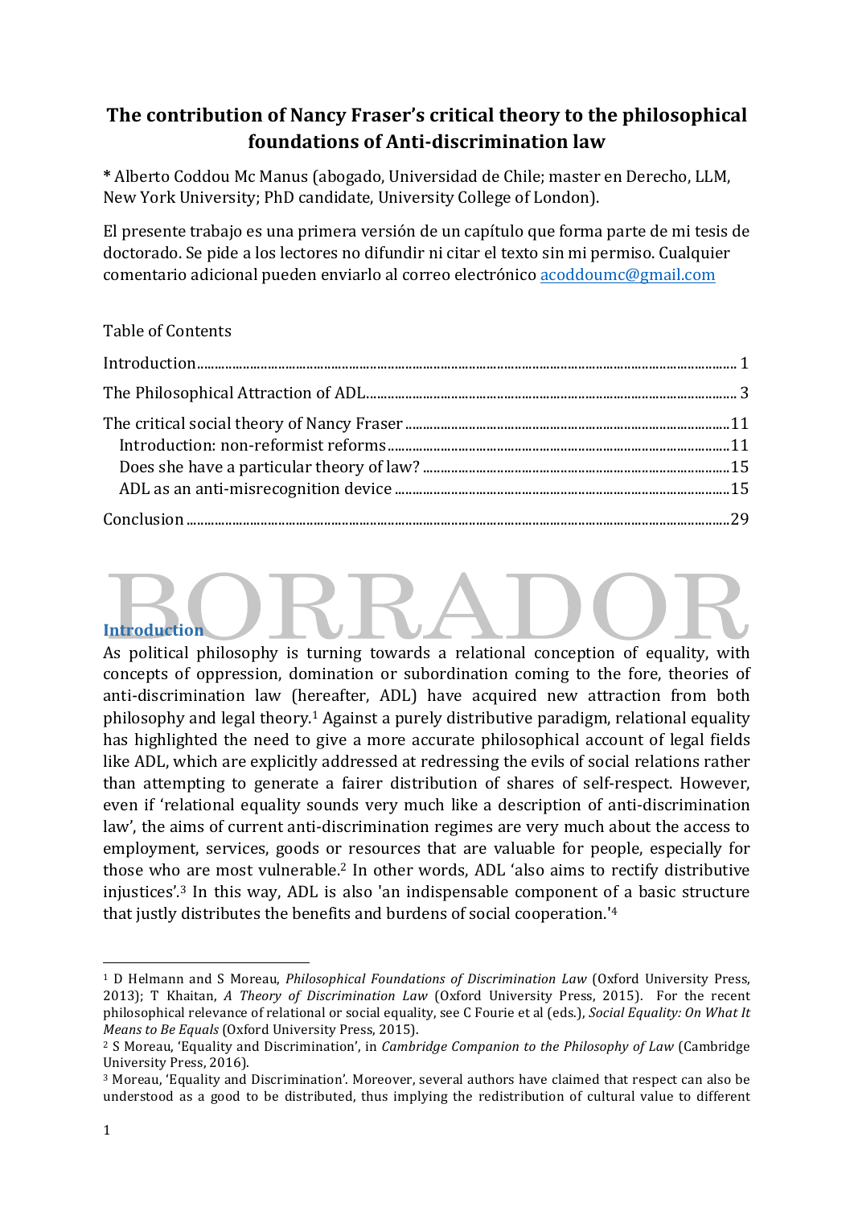# The contribution of Nancy Fraser's critical theory to the philosophical foundations of Anti-discrimination law

**\*** Alberto Coddou Mc Manus (abogado, Universidad de Chile; master en Derecho, LLM, New York University; PhD candidate, University College of London).

El presente trabajo es una primera versión de un capítulo que forma parte de mi tesis de doctorado. Se pide a los lectores no difundir ni citar el texto sin mi permiso. Cualquier comentario adicional pueden enviarlo al correo electrónico acoddoumc@gmail.com

Table of Contents

Introduction ........ 1

The Philosophical Attraction of ADL ........ 3

The critical social theory of Nancy Fraser ........ 11

- Introduction: non-reformist reforms ........ 11
- Does she have a particular theory of law? ........ 15
- ADL as an anti-misrecognition device ........ 15

Conclusion ........ 29

BORRADOR

## Introduction

As political philosophy is turning towards a relational conception of equality, with concepts of oppression, domination or subordination coming to the fore, theories of anti-discrimination law (hereafter, ADL) have acquired new attraction from both philosophy and legal theory.[1] Against a purely distributive paradigm, relational equality has highlighted the need to give a more accurate philosophical account of legal fields like ADL, which are explicitly addressed at redressing the evils of social relations rather than attempting to generate a fairer distribution of shares of self-respect. However, even if 'relational equality sounds very much like a description of anti-discrimination law', the aims of current anti-discrimination regimes are very much about the access to employment, services, goods or resources that are valuable for people, especially for those who are most vulnerable.[2] In other words, ADL 'also aims to rectify distributive injustices'.[3] In this way, ADL is also 'an indispensable component of a basic structure that justly distributes the benefits and burdens of social cooperation.'[4]

---

[1] D Helmann and S Moreau, *Philosophical Foundations of Discrimination Law* (Oxford University Press, 2013); T Khaitan, *A Theory of Discrimination Law* (Oxford University Press, 2015). For the recent philosophical relevance of relational or social equality, see C Fourie et al (eds.), *Social Equality: On What It Means to Be Equals* (Oxford University Press, 2015).

[2] S Moreau, 'Equality and Discrimination', in *Cambridge Companion to the Philosophy of Law* (Cambridge University Press, 2016).

[3] Moreau, 'Equality and Discrimination'. Moreover, several authors have claimed that respect can also be understood as a good to be distributed, thus implying the redistribution of cultural value to different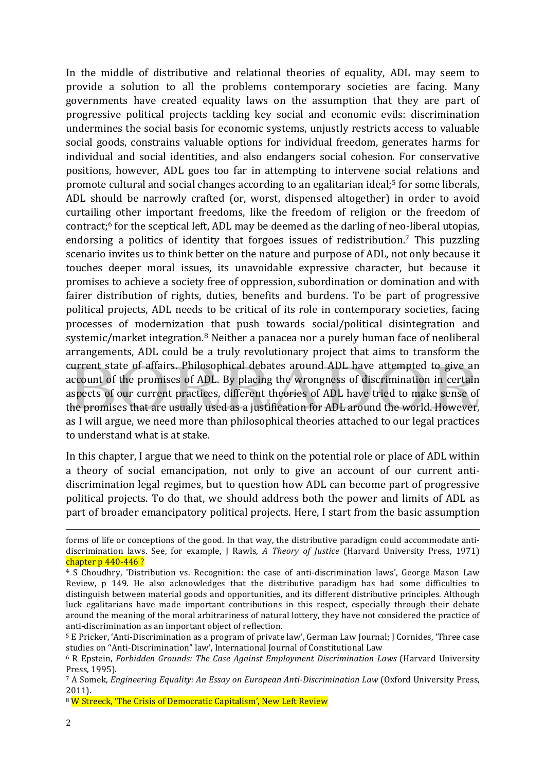In the middle of distributive and relational theories of equality, ADL may seem to provide a solution to all the problems contemporary societies are facing. Many governments have created equality laws on the assumption that they are part of progressive political projects tackling key social and economic evils: discrimination undermines the social basis for economic systems, unjustly restricts access to valuable social goods, constrains valuable options for individual freedom, generates harms for individual and social identities, and also endangers social cohesion. For conservative positions, however, ADL goes too far in attempting to intervene social relations and promote cultural and social changes according to an egalitarian ideal;[5] for some liberals, ADL should be narrowly crafted (or, worst, dispensed altogether) in order to avoid curtailing other important freedoms, like the freedom of religion or the freedom of contract;[6] for the sceptical left, ADL may be deemed as the darling of neo-liberal utopias, endorsing a politics of identity that forgoes issues of redistribution.[7] This puzzling scenario invites us to think better on the nature and purpose of ADL, not only because it touches deeper moral issues, its unavoidable expressive character, but because it promises to achieve a society free of oppression, subordination or domination and with fairer distribution of rights, duties, benefits and burdens. To be part of progressive political projects, ADL needs to be critical of its role in contemporary societies, facing processes of modernization that push towards social/political disintegration and systemic/market integration.[8] Neither a panacea nor a purely human face of neoliberal arrangements, ADL could be a truly revolutionary project that aims to transform the current state of affairs. Philosophical debates around ADL have attempted to give an account of the promises of ADL. By placing the wrongness of discrimination in certain aspects of our current practices, different theories of ADL have tried to make sense of the promises that are usually used as a justification for ADL around the world. However, as I will argue, we need more than philosophical theories attached to our legal practices to understand what is at stake.

In this chapter, I argue that we need to think on the potential role or place of ADL within a theory of social emancipation, not only to give an account of our current anti-discrimination legal regimes, but to question how ADL can become part of progressive political projects. To do that, we should address both the power and limits of ADL as part of broader emancipatory political projects. Here, I start from the basic assumption

forms of life or conceptions of the good. In that way, the distributive paradigm could accommodate anti-discrimination laws. See, for example, J Rawls, *A Theory of Justice* (Harvard University Press, 1971) chapter p 440-446 ?

[4] S Choudhry, 'Distribution vs. Recognition: the case of anti-discrimination laws', George Mason Law Review, p 149. He also acknowledges that the distributive paradigm has had some difficulties to distinguish between material goods and opportunities, and its different distributive principles. Although luck egalitarians have made important contributions in this respect, especially through their debate around the meaning of the moral arbitrariness of natural lottery, they have not considered the practice of anti-discrimination as an important object of reflection.

[5] E Pricker, 'Anti-Discrimination as a program of private law', German Law Journal; J Cornides, 'Three case studies on "Anti-Discrimination" law', International Journal of Constitutional Law

[6] R Epstein, *Forbidden Grounds: The Case Against Employment Discrimination Laws* (Harvard University Press, 1995).

[7] A Somek, *Engineering Equality: An Essay on European Anti-Discrimination Law* (Oxford University Press, 2011).

[8] W Streeck, 'The Crisis of Democratic Capitalism', New Left Review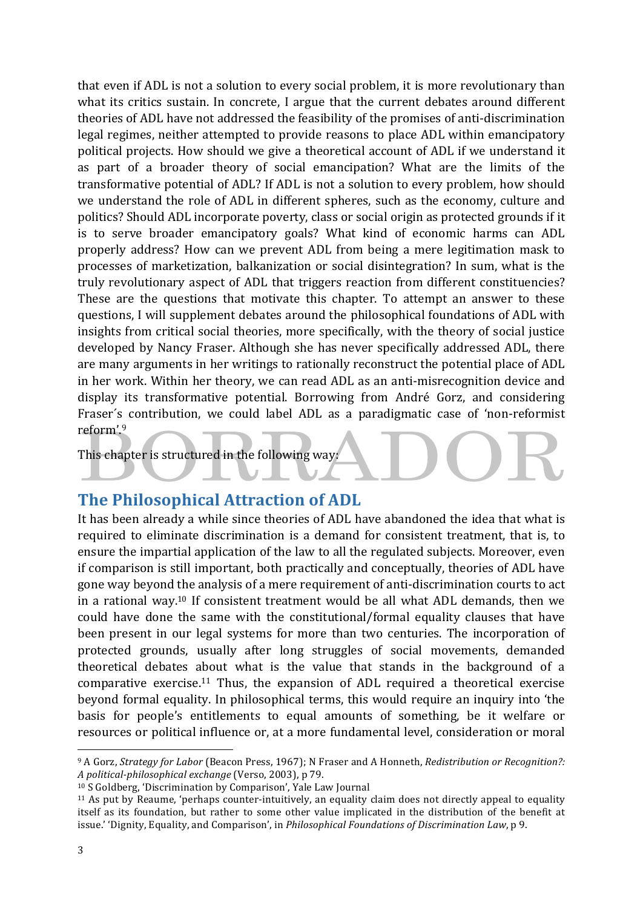that even if ADL is not a solution to every social problem, it is more revolutionary than what its critics sustain. In concrete, I argue that the current debates around different theories of ADL have not addressed the feasibility of the promises of anti-discrimination legal regimes, neither attempted to provide reasons to place ADL within emancipatory political projects. How should we give a theoretical account of ADL if we understand it as part of a broader theory of social emancipation? What are the limits of the transformative potential of ADL? If ADL is not a solution to every problem, how should we understand the role of ADL in different spheres, such as the economy, culture and politics? Should ADL incorporate poverty, class or social origin as protected grounds if it is to serve broader emancipatory goals? What kind of economic harms can ADL properly address? How can we prevent ADL from being a mere legitimation mask to processes of marketization, balkanization or social disintegration? In sum, what is the truly revolutionary aspect of ADL that triggers reaction from different constituencies? These are the questions that motivate this chapter. To attempt an answer to these questions, I will supplement debates around the philosophical foundations of ADL with insights from critical social theories, more specifically, with the theory of social justice developed by Nancy Fraser. Although she has never specifically addressed ADL, there are many arguments in her writings to rationally reconstruct the potential place of ADL in her work. Within her theory, we can read ADL as an anti-misrecognition device and display its transformative potential. Borrowing from André Gorz, and considering Fraser´s contribution, we could label ADL as a paradigmatic case of 'non-reformist reform'.[9]

This chapter is structured in the following way:

## The Philosophical Attraction of ADL

It has been already a while since theories of ADL have abandoned the idea that what is required to eliminate discrimination is a demand for consistent treatment, that is, to ensure the impartial application of the law to all the regulated subjects. Moreover, even if comparison is still important, both practically and conceptually, theories of ADL have gone way beyond the analysis of a mere requirement of anti-discrimination courts to act in a rational way.[10] If consistent treatment would be all what ADL demands, then we could have done the same with the constitutional/formal equality clauses that have been present in our legal systems for more than two centuries. The incorporation of protected grounds, usually after long struggles of social movements, demanded theoretical debates about what is the value that stands in the background of a comparative exercise.[11] Thus, the expansion of ADL required a theoretical exercise beyond formal equality. In philosophical terms, this would require an inquiry into 'the basis for people's entitlements to equal amounts of something, be it welfare or resources or political influence or, at a more fundamental level, consideration or moral

---

[9] A Gorz, *Strategy for Labor* (Beacon Press, 1967); N Fraser and A Honneth, *Redistribution or Recognition?: A political-philosophical exchange* (Verso, 2003), p 79.

[10] S Goldberg, 'Discrimination by Comparison', Yale Law Journal

[11] As put by Reaume, 'perhaps counter-intuitively, an equality claim does not directly appeal to equality itself as its foundation, but rather to some other value implicated in the distribution of the benefit at issue.' 'Dignity, Equality, and Comparison', in *Philosophical Foundations of Discrimination Law*, p 9.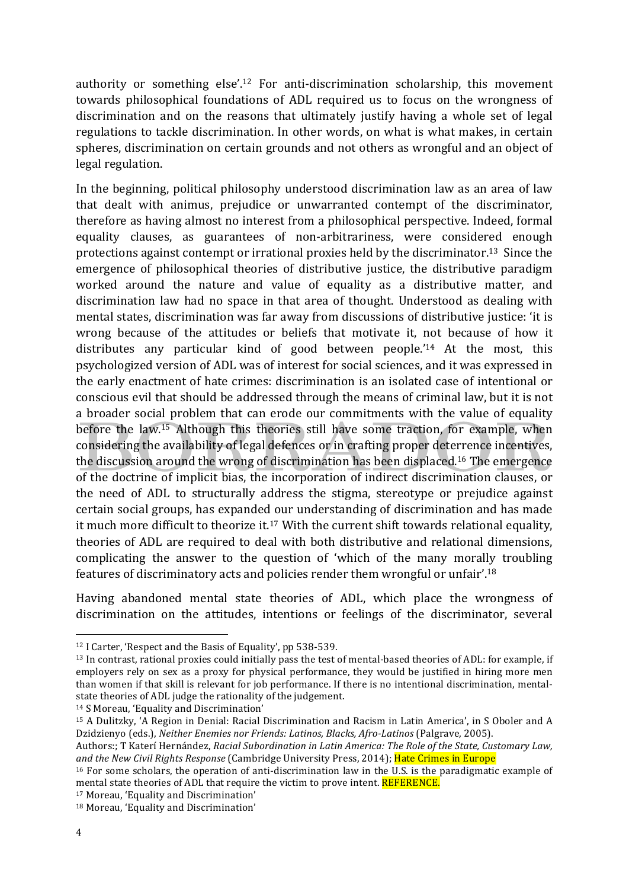authority or something else'.[12] For anti-discrimination scholarship, this movement towards philosophical foundations of ADL required us to focus on the wrongness of discrimination and on the reasons that ultimately justify having a whole set of legal regulations to tackle discrimination. In other words, on what is what makes, in certain spheres, discrimination on certain grounds and not others as wrongful and an object of legal regulation.

In the beginning, political philosophy understood discrimination law as an area of law that dealt with animus, prejudice or unwarranted contempt of the discriminator, therefore as having almost no interest from a philosophical perspective. Indeed, formal equality clauses, as guarantees of non-arbitrariness, were considered enough protections against contempt or irrational proxies held by the discriminator.[13] Since the emergence of philosophical theories of distributive justice, the distributive paradigm worked around the nature and value of equality as a distributive matter, and discrimination law had no space in that area of thought. Understood as dealing with mental states, discrimination was far away from discussions of distributive justice: 'it is wrong because of the attitudes or beliefs that motivate it, not because of how it distributes any particular kind of good between people.'[14] At the most, this psychologized version of ADL was of interest for social sciences, and it was expressed in the early enactment of hate crimes: discrimination is an isolated case of intentional or conscious evil that should be addressed through the means of criminal law, but it is not a broader social problem that can erode our commitments with the value of equality before the law.[15] Although this theories still have some traction, for example, when considering the availability of legal defences or in crafting proper deterrence incentives, the discussion around the wrong of discrimination has been displaced.[16] The emergence of the doctrine of implicit bias, the incorporation of indirect discrimination clauses, or the need of ADL to structurally address the stigma, stereotype or prejudice against certain social groups, has expanded our understanding of discrimination and has made it much more difficult to theorize it.[17] With the current shift towards relational equality, theories of ADL are required to deal with both distributive and relational dimensions, complicating the answer to the question of 'which of the many morally troubling features of discriminatory acts and policies render them wrongful or unfair'.[18]

Having abandoned mental state theories of ADL, which place the wrongness of discrimination on the attitudes, intentions or feelings of the discriminator, several

---

[12] I Carter, 'Respect and the Basis of Equality', pp 538-539.

[13] In contrast, rational proxies could initially pass the test of mental-based theories of ADL: for example, if employers rely on sex as a proxy for physical performance, they would be justified in hiring more men than women if that skill is relevant for job performance. If there is no intentional discrimination, mental-state theories of ADL judge the rationality of the judgement.

[14] S Moreau, 'Equality and Discrimination'

[15] A Dulitzky, 'A Region in Denial: Racial Discrimination and Racism in Latin America', in S Oboler and A Dzidzienyo (eds.), *Neither Enemies nor Friends: Latinos, Blacks, Afro-Latinos* (Palgrave, 2005).
Authors:; T Katerí Hernández, *Racial Subordination in Latin America: The Role of the State, Customary Law, and the New Civil Rights Response* (Cambridge University Press, 2014); Hate Crimes in Europe

[16] For some scholars, the operation of anti-discrimination law in the U.S. is the paradigmatic example of mental state theories of ADL that require the victim to prove intent. REFERENCE.

[17] Moreau, 'Equality and Discrimination'

[18] Moreau, 'Equality and Discrimination'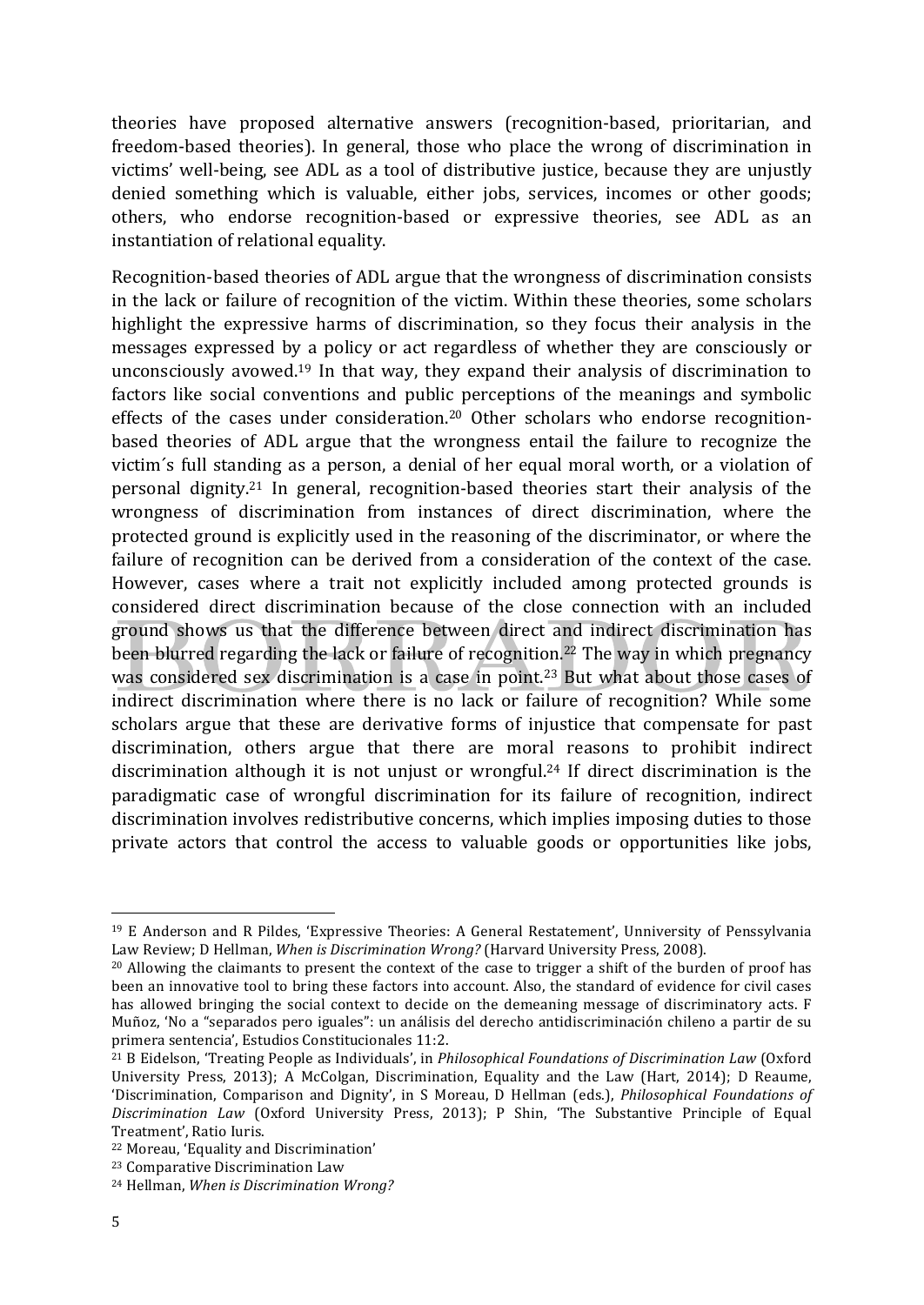theories have proposed alternative answers (recognition-based, prioritarian, and freedom-based theories). In general, those who place the wrong of discrimination in victims' well-being, see ADL as a tool of distributive justice, because they are unjustly denied something which is valuable, either jobs, services, incomes or other goods; others, who endorse recognition-based or expressive theories, see ADL as an instantiation of relational equality.

Recognition-based theories of ADL argue that the wrongness of discrimination consists in the lack or failure of recognition of the victim. Within these theories, some scholars highlight the expressive harms of discrimination, so they focus their analysis in the messages expressed by a policy or act regardless of whether they are consciously or unconsciously avowed.[19] In that way, they expand their analysis of discrimination to factors like social conventions and public perceptions of the meanings and symbolic effects of the cases under consideration.[20] Other scholars who endorse recognition-based theories of ADL argue that the wrongness entail the failure to recognize the victim´s full standing as a person, a denial of her equal moral worth, or a violation of personal dignity.[21] In general, recognition-based theories start their analysis of the wrongness of discrimination from instances of direct discrimination, where the protected ground is explicitly used in the reasoning of the discriminator, or where the failure of recognition can be derived from a consideration of the context of the case. However, cases where a trait not explicitly included among protected grounds is considered direct discrimination because of the close connection with an included ground shows us that the difference between direct and indirect discrimination has been blurred regarding the lack or failure of recognition.[22] The way in which pregnancy was considered sex discrimination is a case in point.[23] But what about those cases of indirect discrimination where there is no lack or failure of recognition? While some scholars argue that these are derivative forms of injustice that compensate for past discrimination, others argue that there are moral reasons to prohibit indirect discrimination although it is not unjust or wrongful.[24] If direct discrimination is the paradigmatic case of wrongful discrimination for its failure of recognition, indirect discrimination involves redistributive concerns, which implies imposing duties to those private actors that control the access to valuable goods or opportunities like jobs,

---

[19] E Anderson and R Pildes, 'Expressive Theories: A General Restatement', Unniversity of Penssylvania Law Review; D Hellman, *When is Discrimination Wrong?* (Harvard University Press, 2008).

[20] Allowing the claimants to present the context of the case to trigger a shift of the burden of proof has been an innovative tool to bring these factors into account. Also, the standard of evidence for civil cases has allowed bringing the social context to decide on the demeaning message of discriminatory acts. F Muñoz, 'No a "separados pero iguales": un análisis del derecho antidiscriminación chileno a partir de su primera sentencia', Estudios Constitucionales 11:2.

[21] B Eidelson, 'Treating People as Individuals', in *Philosophical Foundations of Discrimination Law* (Oxford University Press, 2013); A McColgan, Discrimination, Equality and the Law (Hart, 2014); D Reaume, 'Discrimination, Comparison and Dignity', in S Moreau, D Hellman (eds.), *Philosophical Foundations of Discrimination Law* (Oxford University Press, 2013); P Shin, 'The Substantive Principle of Equal Treatment', Ratio Iuris.

[22] Moreau, 'Equality and Discrimination'

[23] Comparative Discrimination Law

[24] Hellman, *When is Discrimination Wrong?*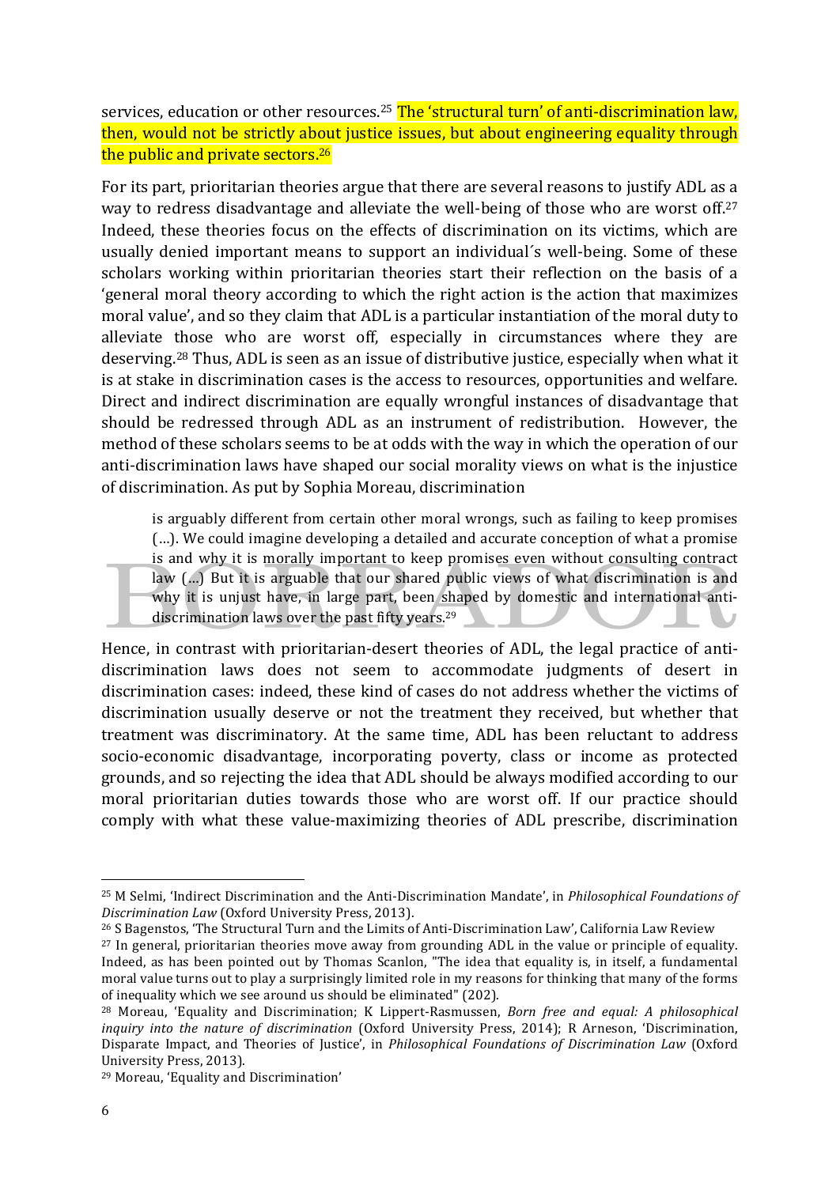services, education or other resources.[25] The 'structural turn' of anti-discrimination law, then, would not be strictly about justice issues, but about engineering equality through the public and private sectors.[26]

For its part, prioritarian theories argue that there are several reasons to justify ADL as a way to redress disadvantage and alleviate the well-being of those who are worst off.[27] Indeed, these theories focus on the effects of discrimination on its victims, which are usually denied important means to support an individual´s well-being. Some of these scholars working within prioritarian theories start their reflection on the basis of a 'general moral theory according to which the right action is the action that maximizes moral value', and so they claim that ADL is a particular instantiation of the moral duty to alleviate those who are worst off, especially in circumstances where they are deserving.[28] Thus, ADL is seen as an issue of distributive justice, especially when what it is at stake in discrimination cases is the access to resources, opportunities and welfare. Direct and indirect discrimination are equally wrongful instances of disadvantage that should be redressed through ADL as an instrument of redistribution. However, the method of these scholars seems to be at odds with the way in which the operation of our anti-discrimination laws have shaped our social morality views on what is the injustice of discrimination. As put by Sophia Moreau, discrimination

> is arguably different from certain other moral wrongs, such as failing to keep promises (…). We could imagine developing a detailed and accurate conception of what a promise is and why it is morally important to keep promises even without consulting contract law (…) But it is arguable that our shared public views of what discrimination is and why it is unjust have, in large part, been shaped by domestic and international anti-discrimination laws over the past fifty years.[29]

Hence, in contrast with prioritarian-desert theories of ADL, the legal practice of anti-discrimination laws does not seem to accommodate judgments of desert in discrimination cases: indeed, these kind of cases do not address whether the victims of discrimination usually deserve or not the treatment they received, but whether that treatment was discriminatory. At the same time, ADL has been reluctant to address socio-economic disadvantage, incorporating poverty, class or income as protected grounds, and so rejecting the idea that ADL should be always modified according to our moral prioritarian duties towards those who are worst off. If our practice should comply with what these value-maximizing theories of ADL prescribe, discrimination

---

[25] M Selmi, 'Indirect Discrimination and the Anti-Discrimination Mandate', in *Philosophical Foundations of Discrimination Law* (Oxford University Press, 2013).

[26] S Bagenstos, 'The Structural Turn and the Limits of Anti-Discrimination Law', California Law Review

[27] In general, prioritarian theories move away from grounding ADL in the value or principle of equality. Indeed, as has been pointed out by Thomas Scanlon, "The idea that equality is, in itself, a fundamental moral value turns out to play a surprisingly limited role in my reasons for thinking that many of the forms of inequality which we see around us should be eliminated" (202).

[28] Moreau, 'Equality and Discrimination; K Lippert-Rasmussen, *Born free and equal: A philosophical inquiry into the nature of discrimination* (Oxford University Press, 2014); R Arneson, 'Discrimination, Disparate Impact, and Theories of Justice', in *Philosophical Foundations of Discrimination Law* (Oxford University Press, 2013).

[29] Moreau, 'Equality and Discrimination'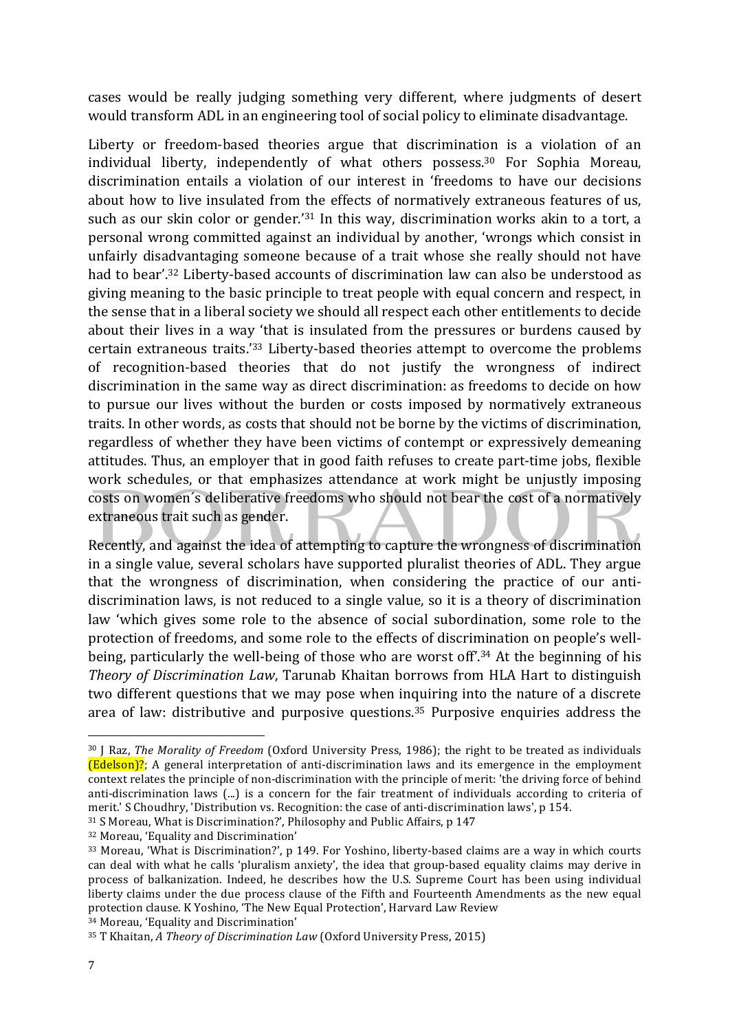cases would be really judging something very different, where judgments of desert would transform ADL in an engineering tool of social policy to eliminate disadvantage.

Liberty or freedom-based theories argue that discrimination is a violation of an individual liberty, independently of what others possess.[30] For Sophia Moreau, discrimination entails a violation of our interest in 'freedoms to have our decisions about how to live insulated from the effects of normatively extraneous features of us, such as our skin color or gender.'[31] In this way, discrimination works akin to a tort, a personal wrong committed against an individual by another, 'wrongs which consist in unfairly disadvantaging someone because of a trait whose she really should not have had to bear'.[32] Liberty-based accounts of discrimination law can also be understood as giving meaning to the basic principle to treat people with equal concern and respect, in the sense that in a liberal society we should all respect each other entitlements to decide about their lives in a way 'that is insulated from the pressures or burdens caused by certain extraneous traits.'[33] Liberty-based theories attempt to overcome the problems of recognition-based theories that do not justify the wrongness of indirect discrimination in the same way as direct discrimination: as freedoms to decide on how to pursue our lives without the burden or costs imposed by normatively extraneous traits. In other words, as costs that should not be borne by the victims of discrimination, regardless of whether they have been victims of contempt or expressively demeaning attitudes. Thus, an employer that in good faith refuses to create part-time jobs, flexible work schedules, or that emphasizes attendance at work might be unjustly imposing costs on women's deliberative freedoms who should not bear the cost of a normatively extraneous trait such as gender.

Recently, and against the idea of attempting to capture the wrongness of discrimination in a single value, several scholars have supported pluralist theories of ADL. They argue that the wrongness of discrimination, when considering the practice of our anti-discrimination laws, is not reduced to a single value, so it is a theory of discrimination law 'which gives some role to the absence of social subordination, some role to the protection of freedoms, and some role to the effects of discrimination on people's well-being, particularly the well-being of those who are worst off'.[34] At the beginning of his *Theory of Discrimination Law*, Tarunab Khaitan borrows from HLA Hart to distinguish two different questions that we may pose when inquiring into the nature of a discrete area of law: distributive and purposive questions.[35] Purposive enquiries address the

---

[30] J Raz, *The Morality of Freedom* (Oxford University Press, 1986); the right to be treated as individuals (Edelson)?; A general interpretation of anti-discrimination laws and its emergence in the employment context relates the principle of non-discrimination with the principle of merit: 'the driving force of behind anti-discrimination laws (...) is a concern for the fair treatment of individuals according to criteria of merit.' S Choudhry, 'Distribution vs. Recognition: the case of anti-discrimination laws', p 154.

[31] S Moreau, What is Discrimination?', Philosophy and Public Affairs, p 147

[32] Moreau, 'Equality and Discrimination'

[33] Moreau, 'What is Discrimination?', p 149. For Yoshino, liberty-based claims are a way in which courts can deal with what he calls 'pluralism anxiety', the idea that group-based equality claims may derive in process of balkanization. Indeed, he describes how the U.S. Supreme Court has been using individual liberty claims under the due process clause of the Fifth and Fourteenth Amendments as the new equal protection clause. K Yoshino, 'The New Equal Protection', Harvard Law Review

[34] Moreau, 'Equality and Discrimination'

[35] T Khaitan, *A Theory of Discrimination Law* (Oxford University Press, 2015)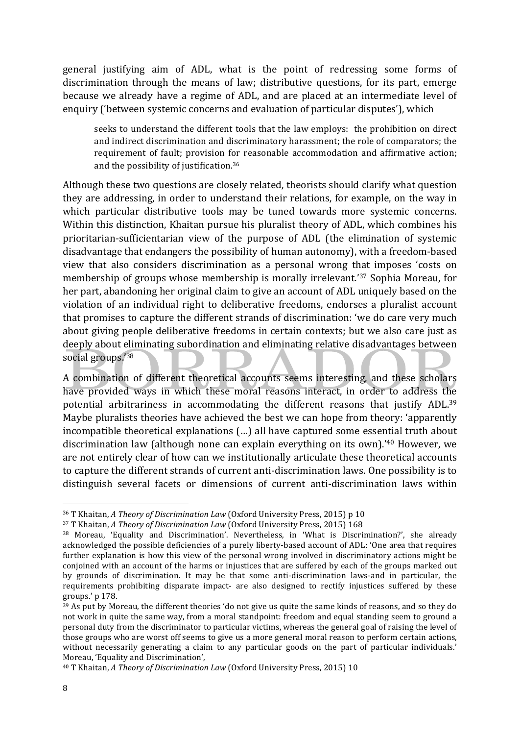general justifying aim of ADL, what is the point of redressing some forms of discrimination through the means of law; distributive questions, for its part, emerge because we already have a regime of ADL, and are placed at an intermediate level of enquiry ('between systemic concerns and evaluation of particular disputes'), which

> seeks to understand the different tools that the law employs: the prohibition on direct and indirect discrimination and discriminatory harassment; the role of comparators; the requirement of fault; provision for reasonable accommodation and affirmative action; and the possibility of justification.[36]

Although these two questions are closely related, theorists should clarify what question they are addressing, in order to understand their relations, for example, on the way in which particular distributive tools may be tuned towards more systemic concerns. Within this distinction, Khaitan pursue his pluralist theory of ADL, which combines his prioritarian-sufficientarian view of the purpose of ADL (the elimination of systemic disadvantage that endangers the possibility of human autonomy), with a freedom-based view that also considers discrimination as a personal wrong that imposes 'costs on membership of groups whose membership is morally irrelevant.'[37] Sophia Moreau, for her part, abandoning her original claim to give an account of ADL uniquely based on the violation of an individual right to deliberative freedoms, endorses a pluralist account that promises to capture the different strands of discrimination: 'we do care very much about giving people deliberative freedoms in certain contexts; but we also care just as deeply about eliminating subordination and eliminating relative disadvantages between social groups.'[38]

A combination of different theoretical accounts seems interesting, and these scholars have provided ways in which these moral reasons interact, in order to address the potential arbitrariness in accommodating the different reasons that justify ADL.[39] Maybe pluralists theories have achieved the best we can hope from theory: 'apparently incompatible theoretical explanations (…) all have captured some essential truth about discrimination law (although none can explain everything on its own).'[40] However, we are not entirely clear of how can we institutionally articulate these theoretical accounts to capture the different strands of current anti-discrimination laws. One possibility is to distinguish several facets or dimensions of current anti-discrimination laws within

---

[36] T Khaitan, *A Theory of Discrimination Law* (Oxford University Press, 2015) p 10

[37] T Khaitan, *A Theory of Discrimination Law* (Oxford University Press, 2015) 168

[38] Moreau, 'Equality and Discrimination'. Nevertheless, in 'What is Discrimination?', she already acknowledged the possible deficiencies of a purely liberty-based account of ADL: 'One area that requires further explanation is how this view of the personal wrong involved in discriminatory actions might be conjoined with an account of the harms or injustices that are suffered by each of the groups marked out by grounds of discrimination. It may be that some anti-discrimination laws-and in particular, the requirements prohibiting disparate impact- are also designed to rectify injustices suffered by these groups.' p 178.

[39] As put by Moreau, the different theories 'do not give us quite the same kinds of reasons, and so they do not work in quite the same way, from a moral standpoint: freedom and equal standing seem to ground a personal duty from the discriminator to particular victims, whereas the general goal of raising the level of those groups who are worst off seems to give us a more general moral reason to perform certain actions, without necessarily generating a claim to any particular goods on the part of particular individuals.' Moreau, 'Equality and Discrimination',

[40] T Khaitan, *A Theory of Discrimination Law* (Oxford University Press, 2015) 10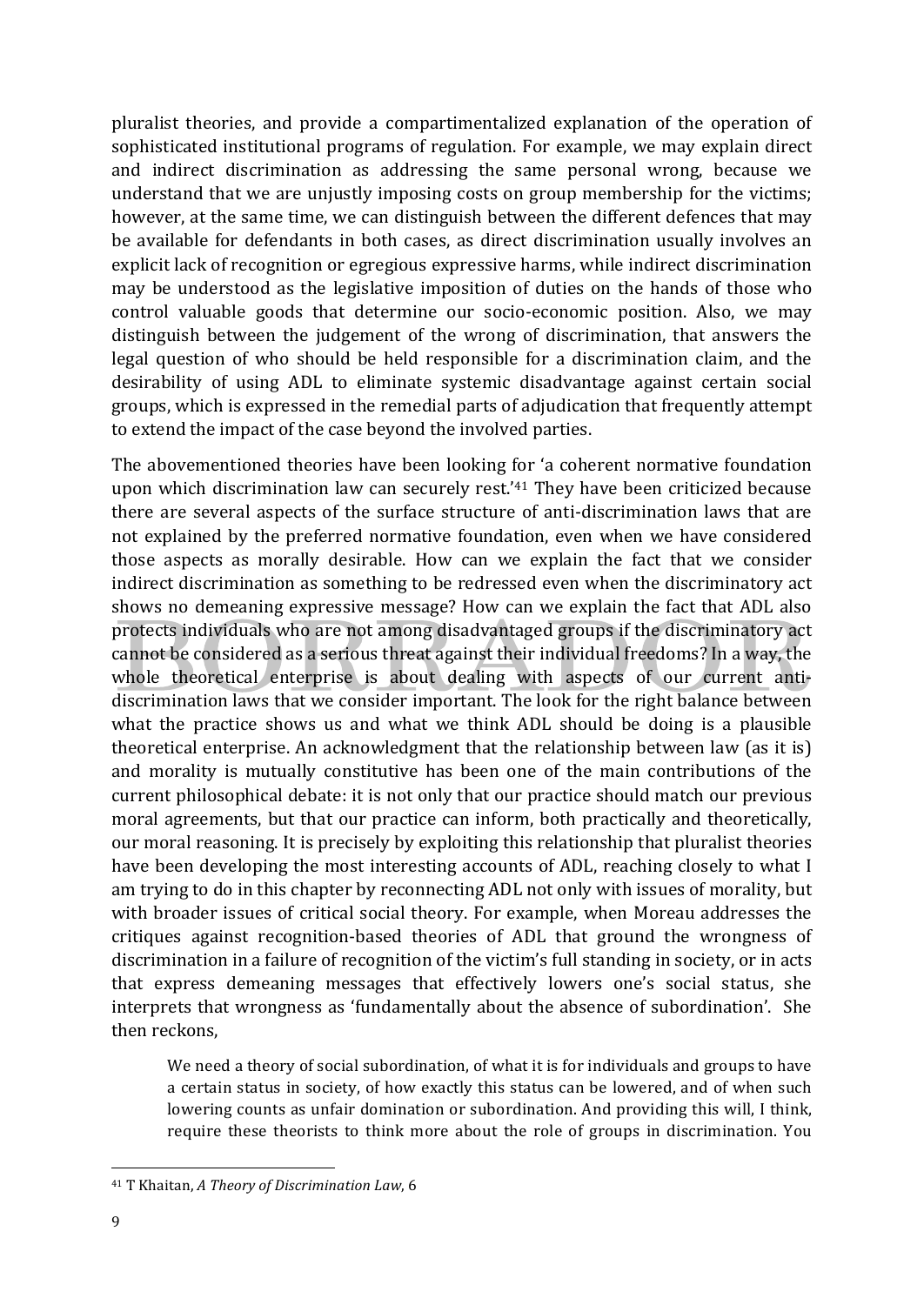pluralist theories, and provide a compartimentalized explanation of the operation of sophisticated institutional programs of regulation. For example, we may explain direct and indirect discrimination as addressing the same personal wrong, because we understand that we are unjustly imposing costs on group membership for the victims; however, at the same time, we can distinguish between the different defences that may be available for defendants in both cases, as direct discrimination usually involves an explicit lack of recognition or egregious expressive harms, while indirect discrimination may be understood as the legislative imposition of duties on the hands of those who control valuable goods that determine our socio-economic position. Also, we may distinguish between the judgement of the wrong of discrimination, that answers the legal question of who should be held responsible for a discrimination claim, and the desirability of using ADL to eliminate systemic disadvantage against certain social groups, which is expressed in the remedial parts of adjudication that frequently attempt to extend the impact of the case beyond the involved parties.

The abovementioned theories have been looking for 'a coherent normative foundation upon which discrimination law can securely rest.'[41] They have been criticized because there are several aspects of the surface structure of anti-discrimination laws that are not explained by the preferred normative foundation, even when we have considered those aspects as morally desirable. How can we explain the fact that we consider indirect discrimination as something to be redressed even when the discriminatory act shows no demeaning expressive message? How can we explain the fact that ADL also protects individuals who are not among disadvantaged groups if the discriminatory act cannot be considered as a serious threat against their individual freedoms? In a way, the whole theoretical enterprise is about dealing with aspects of our current anti-discrimination laws that we consider important. The look for the right balance between what the practice shows us and what we think ADL should be doing is a plausible theoretical enterprise. An acknowledgment that the relationship between law (as it is) and morality is mutually constitutive has been one of the main contributions of the current philosophical debate: it is not only that our practice should match our previous moral agreements, but that our practice can inform, both practically and theoretically, our moral reasoning. It is precisely by exploiting this relationship that pluralist theories have been developing the most interesting accounts of ADL, reaching closely to what I am trying to do in this chapter by reconnecting ADL not only with issues of morality, but with broader issues of critical social theory. For example, when Moreau addresses the critiques against recognition-based theories of ADL that ground the wrongness of discrimination in a failure of recognition of the victim's full standing in society, or in acts that express demeaning messages that effectively lowers one's social status, she interprets that wrongness as 'fundamentally about the absence of subordination'. She then reckons,

> We need a theory of social subordination, of what it is for individuals and groups to have a certain status in society, of how exactly this status can be lowered, and of when such lowering counts as unfair domination or subordination. And providing this will, I think, require these theorists to think more about the role of groups in discrimination. You

---

[41] T Khaitan, *A Theory of Discrimination Law*, 6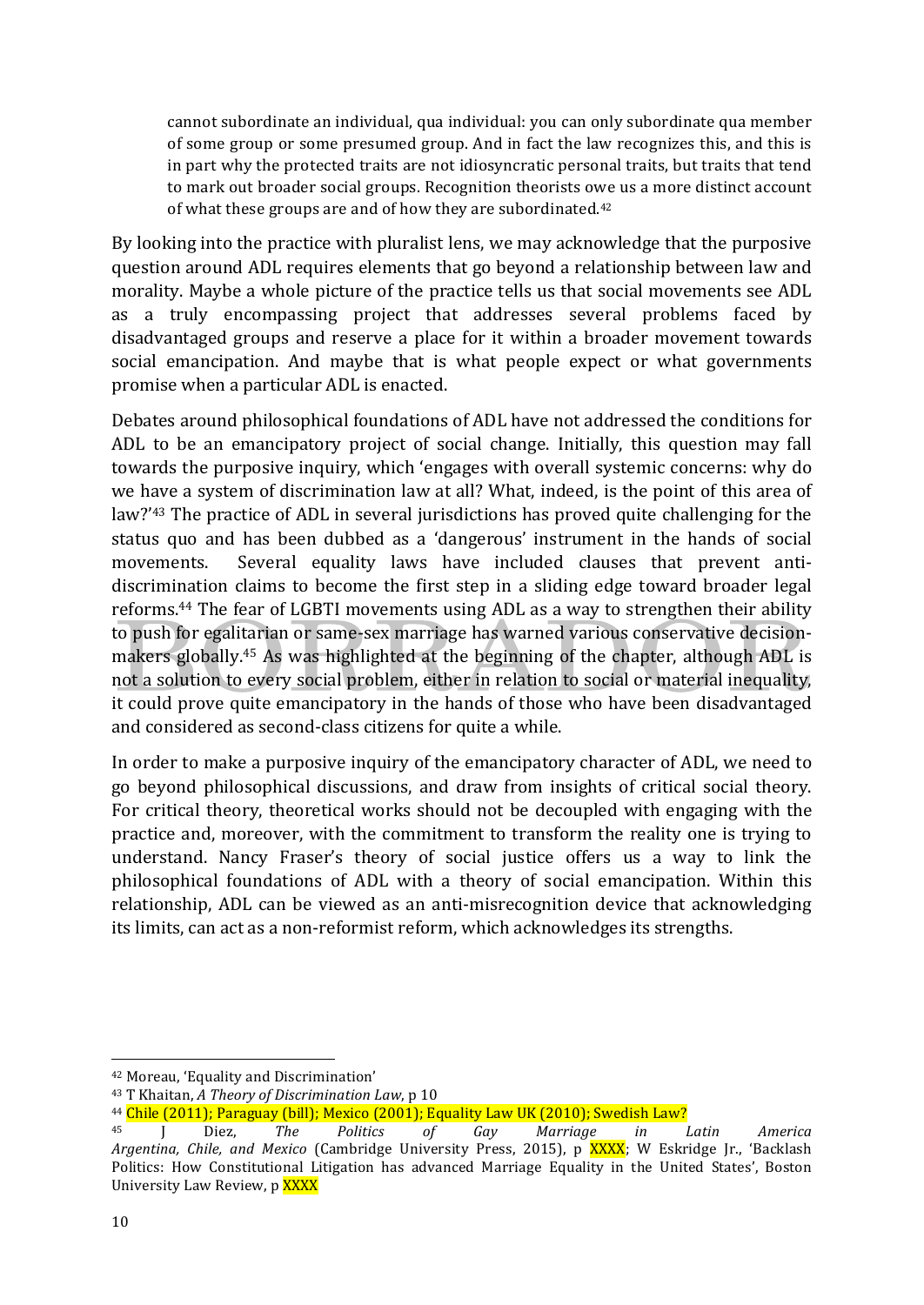> cannot subordinate an individual, qua individual: you can only subordinate qua member of some group or some presumed group. And in fact the law recognizes this, and this is in part why the protected traits are not idiosyncratic personal traits, but traits that tend to mark out broader social groups. Recognition theorists owe us a more distinct account of what these groups are and of how they are subordinated.[42]

By looking into the practice with pluralist lens, we may acknowledge that the purposive question around ADL requires elements that go beyond a relationship between law and morality. Maybe a whole picture of the practice tells us that social movements see ADL as a truly encompassing project that addresses several problems faced by disadvantaged groups and reserve a place for it within a broader movement towards social emancipation. And maybe that is what people expect or what governments promise when a particular ADL is enacted.

Debates around philosophical foundations of ADL have not addressed the conditions for ADL to be an emancipatory project of social change. Initially, this question may fall towards the purposive inquiry, which 'engages with overall systemic concerns: why do we have a system of discrimination law at all? What, indeed, is the point of this area of law?'[43] The practice of ADL in several jurisdictions has proved quite challenging for the status quo and has been dubbed as a 'dangerous' instrument in the hands of social movements. Several equality laws have included clauses that prevent anti-discrimination claims to become the first step in a sliding edge toward broader legal reforms.[44] The fear of LGBTI movements using ADL as a way to strengthen their ability to push for egalitarian or same-sex marriage has warned various conservative decision-makers globally.[45] As was highlighted at the beginning of the chapter, although ADL is not a solution to every social problem, either in relation to social or material inequality, it could prove quite emancipatory in the hands of those who have been disadvantaged and considered as second-class citizens for quite a while.

In order to make a purposive inquiry of the emancipatory character of ADL, we need to go beyond philosophical discussions, and draw from insights of critical social theory. For critical theory, theoretical works should not be decoupled with engaging with the practice and, moreover, with the commitment to transform the reality one is trying to understand. Nancy Fraser's theory of social justice offers us a way to link the philosophical foundations of ADL with a theory of social emancipation. Within this relationship, ADL can be viewed as an anti-misrecognition device that acknowledging its limits, can act as a non-reformist reform, which acknowledges its strengths.

---

[42] Moreau, 'Equality and Discrimination'

[43] T Khaitan, *A Theory of Discrimination Law*, p 10

[44] Chile (2011); Paraguay (bill); Mexico (2001); Equality Law UK (2010); Swedish Law?

[45] J Diez, *The Politics of Gay Marriage in Latin America Argentina, Chile, and Mexico* (Cambridge University Press, 2015), p XXXX; W Eskridge Jr., 'Backlash Politics: How Constitutional Litigation has advanced Marriage Equality in the United States', Boston University Law Review, p XXXX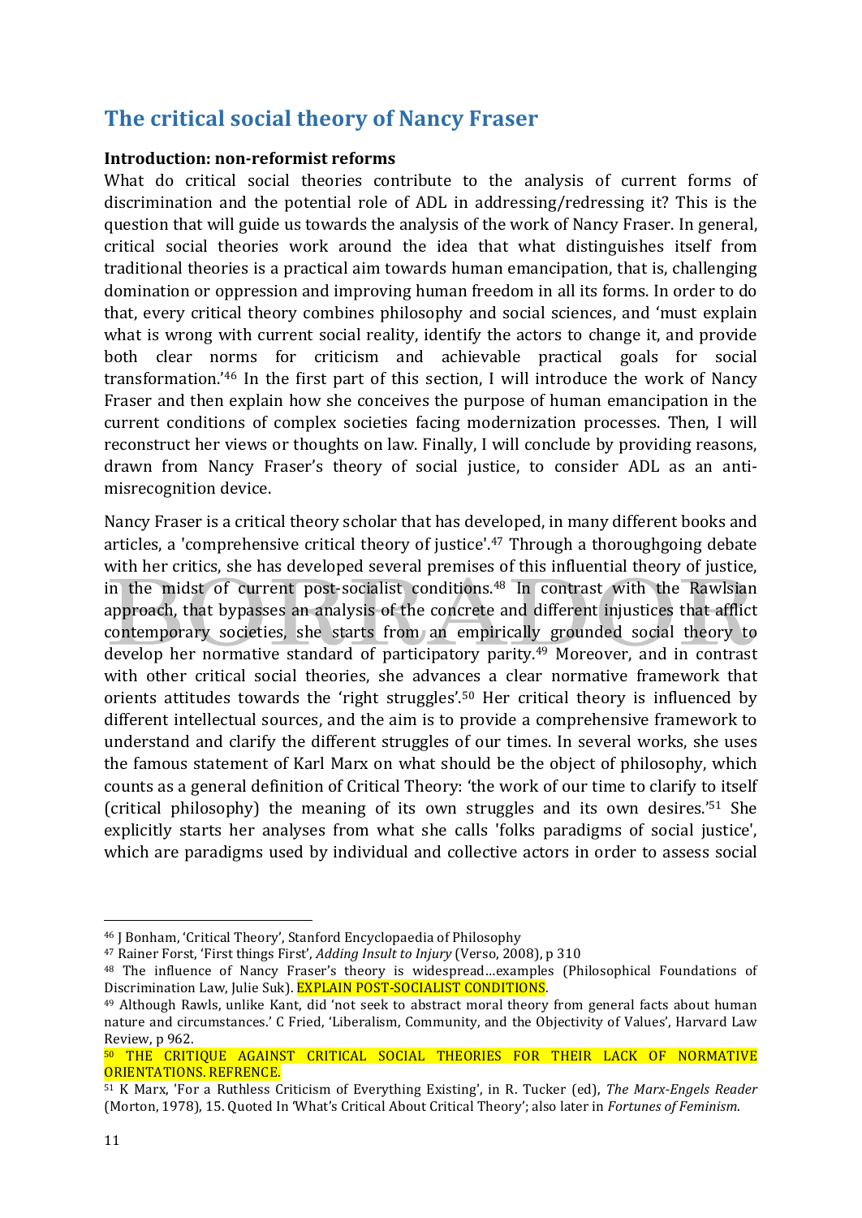## The critical social theory of Nancy Fraser

**Introduction: non-reformist reforms**

What do critical social theories contribute to the analysis of current forms of discrimination and the potential role of ADL in addressing/redressing it? This is the question that will guide us towards the analysis of the work of Nancy Fraser. In general, critical social theories work around the idea that what distinguishes itself from traditional theories is a practical aim towards human emancipation, that is, challenging domination or oppression and improving human freedom in all its forms. In order to do that, every critical theory combines philosophy and social sciences, and 'must explain what is wrong with current social reality, identify the actors to change it, and provide both clear norms for criticism and achievable practical goals for social transformation.'[46] In the first part of this section, I will introduce the work of Nancy Fraser and then explain how she conceives the purpose of human emancipation in the current conditions of complex societies facing modernization processes. Then, I will reconstruct her views or thoughts on law. Finally, I will conclude by providing reasons, drawn from Nancy Fraser's theory of social justice, to consider ADL as an anti-misrecognition device.

Nancy Fraser is a critical theory scholar that has developed, in many different books and articles, a 'comprehensive critical theory of justice'.[47] Through a thoroughgoing debate with her critics, she has developed several premises of this influential theory of justice, in the midst of current post-socialist conditions.[48] In contrast with the Rawlsian approach, that bypasses an analysis of the concrete and different injustices that afflict contemporary societies, she starts from an empirically grounded social theory to develop her normative standard of participatory parity.[49] Moreover, and in contrast with other critical social theories, she advances a clear normative framework that orients attitudes towards the 'right struggles'.[50] Her critical theory is influenced by different intellectual sources, and the aim is to provide a comprehensive framework to understand and clarify the different struggles of our times. In several works, she uses the famous statement of Karl Marx on what should be the object of philosophy, which counts as a general definition of Critical Theory: 'the work of our time to clarify to itself (critical philosophy) the meaning of its own struggles and its own desires.'[51] She explicitly starts her analyses from what she calls 'folks paradigms of social justice', which are paradigms used by individual and collective actors in order to assess social

---

[46] J Bonham, 'Critical Theory', Stanford Encyclopaedia of Philosophy

[47] Rainer Forst, 'First things First', *Adding Insult to Injury* (Verso, 2008), p 310

[48] The influence of Nancy Fraser's theory is widespread…examples (Philosophical Foundations of Discrimination Law, Julie Suk). EXPLAIN POST-SOCIALIST CONDITIONS.

[49] Although Rawls, unlike Kant, did 'not seek to abstract moral theory from general facts about human nature and circumstances.' C Fried, 'Liberalism, Community, and the Objectivity of Values', Harvard Law Review, p 962.

[50] THE CRITIQUE AGAINST CRITICAL SOCIAL THEORIES FOR THEIR LACK OF NORMATIVE ORIENTATIONS. REFRENCE.

[51] K Marx, 'For a Ruthless Criticism of Everything Existing', in R. Tucker (ed), *The Marx-Engels Reader* (Morton, 1978), 15. Quoted In 'What's Critical About Critical Theory'; also later in *Fortunes of Feminism*.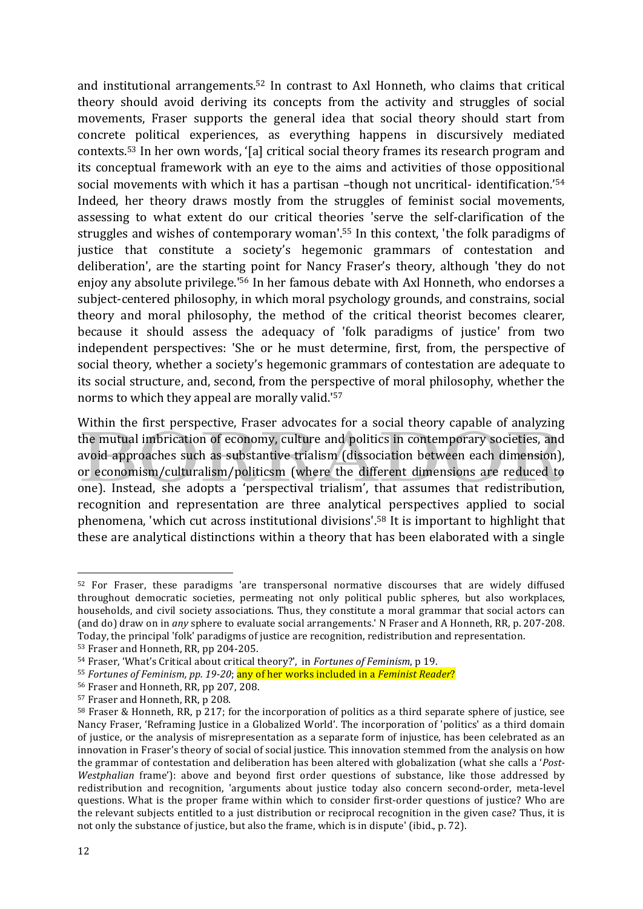and institutional arrangements.[52] In contrast to Axl Honneth, who claims that critical theory should avoid deriving its concepts from the activity and struggles of social movements, Fraser supports the general idea that social theory should start from concrete political experiences, as everything happens in discursively mediated contexts.[53] In her own words, '[a] critical social theory frames its research program and its conceptual framework with an eye to the aims and activities of those oppositional social movements with which it has a partisan –though not uncritical- identification.'[54] Indeed, her theory draws mostly from the struggles of feminist social movements, assessing to what extent do our critical theories 'serve the self-clarification of the struggles and wishes of contemporary woman'.[55] In this context, 'the folk paradigms of justice that constitute a society's hegemonic grammars of contestation and deliberation', are the starting point for Nancy Fraser's theory, although 'they do not enjoy any absolute privilege.'[56] In her famous debate with Axl Honneth, who endorses a subject-centered philosophy, in which moral psychology grounds, and constrains, social theory and moral philosophy, the method of the critical theorist becomes clearer, because it should assess the adequacy of 'folk paradigms of justice' from two independent perspectives: 'She or he must determine, first, from, the perspective of social theory, whether a society's hegemonic grammars of contestation are adequate to its social structure, and, second, from the perspective of moral philosophy, whether the norms to which they appeal are morally valid.'[57]

Within the first perspective, Fraser advocates for a social theory capable of analyzing the mutual imbrication of economy, culture and politics in contemporary societies, and avoid approaches such as substantive trialism (dissociation between each dimension), or economism/culturalism/politicsm (where the different dimensions are reduced to one). Instead, she adopts a 'perspectival trialism', that assumes that redistribution, recognition and representation are three analytical perspectives applied to social phenomena, 'which cut across institutional divisions'.[58] It is important to highlight that these are analytical distinctions within a theory that has been elaborated with a single

---

[52] For Fraser, these paradigms 'are transpersonal normative discourses that are widely diffused throughout democratic societies, permeating not only political public spheres, but also workplaces, households, and civil society associations. Thus, they constitute a moral grammar that social actors can (and do) draw on in *any* sphere to evaluate social arrangements.' N Fraser and A Honneth, RR, p. 207-208. Today, the principal 'folk' paradigms of justice are recognition, redistribution and representation.

[53] Fraser and Honneth, RR, pp 204-205.

[54] Fraser, 'What's Critical about critical theory?', in *Fortunes of Feminism*, p 19.

[55] *Fortunes of Feminism, pp. 19-20*; any of her works included in a *Feminist Reader*?

[56] Fraser and Honneth, RR, pp 207, 208.

[57] Fraser and Honneth, RR, p 208.

[58] Fraser & Honneth, RR, p 217; for the incorporation of politics as a third separate sphere of justice, see Nancy Fraser, 'Reframing Justice in a Globalized World'. The incorporation of 'politics' as a third domain of justice, or the analysis of misrepresentation as a separate form of injustice, has been celebrated as an innovation in Fraser's theory of social of social justice. This innovation stemmed from the analysis on how the grammar of contestation and deliberation has been altered with globalization (what she calls a '*Post-Westphalian* frame'): above and beyond first order questions of substance, like those addressed by redistribution and recognition, 'arguments about justice today also concern second-order, meta-level questions. What is the proper frame within which to consider first-order questions of justice? Who are the relevant subjects entitled to a just distribution or reciprocal recognition in the given case? Thus, it is not only the substance of justice, but also the frame, which is in dispute' (ibid., p. 72).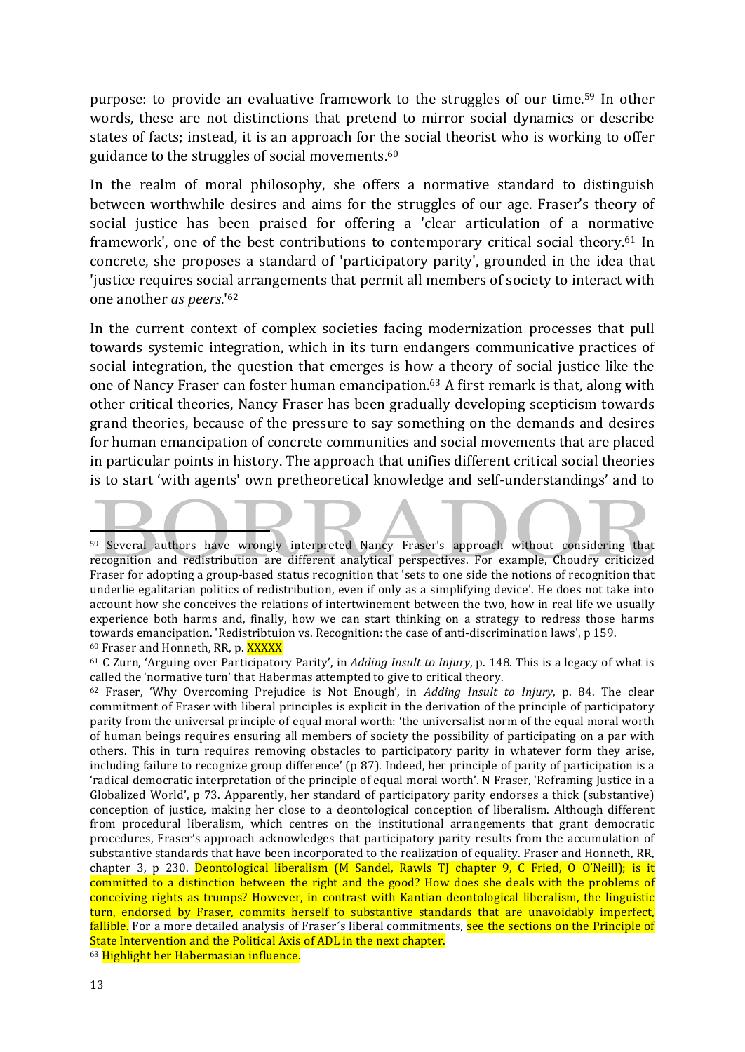purpose: to provide an evaluative framework to the struggles of our time.[59] In other words, these are not distinctions that pretend to mirror social dynamics or describe states of facts; instead, it is an approach for the social theorist who is working to offer guidance to the struggles of social movements.[60]

In the realm of moral philosophy, she offers a normative standard to distinguish between worthwhile desires and aims for the struggles of our age. Fraser's theory of social justice has been praised for offering a 'clear articulation of a normative framework', one of the best contributions to contemporary critical social theory.[61] In concrete, she proposes a standard of 'participatory parity', grounded in the idea that 'justice requires social arrangements that permit all members of society to interact with one another *as peers*.'[62]

In the current context of complex societies facing modernization processes that pull towards systemic integration, which in its turn endangers communicative practices of social integration, the question that emerges is how a theory of social justice like the one of Nancy Fraser can foster human emancipation.[63] A first remark is that, along with other critical theories, Nancy Fraser has been gradually developing scepticism towards grand theories, because of the pressure to say something on the demands and desires for human emancipation of concrete communities and social movements that are placed in particular points in history. The approach that unifies different critical social theories is to start 'with agents' own pretheoretical knowledge and self-understandings' and to

---

[59] Several authors have wrongly interpreted Nancy Fraser's approach without considering that recognition and redistribution are different analytical perspectives. For example, Choudry criticized Fraser for adopting a group-based status recognition that 'sets to one side the notions of recognition that underlie egalitarian politics of redistribution, even if only as a simplifying device'. He does not take into account how she conceives the relations of intertwinement between the two, how in real life we usually experience both harms and, finally, how we can start thinking on a strategy to redress those harms towards emancipation. 'Redistribtuion vs. Recognition: the case of anti-discrimination laws', p 159.

[60] Fraser and Honneth, RR, p. XXXXX

[61] C Zurn, 'Arguing over Participatory Parity', in *Adding Insult to Injury*, p. 148. This is a legacy of what is called the 'normative turn' that Habermas attempted to give to critical theory.

[62] Fraser, 'Why Overcoming Prejudice is Not Enough', in *Adding Insult to Injury*, p. 84. The clear commitment of Fraser with liberal principles is explicit in the derivation of the principle of participatory parity from the universal principle of equal moral worth: 'the universalist norm of the equal moral worth of human beings requires ensuring all members of society the possibility of participating on a par with others. This in turn requires removing obstacles to participatory parity in whatever form they arise, including failure to recognize group difference' (p 87). Indeed, her principle of parity of participation is a 'radical democratic interpretation of the principle of equal moral worth'. N Fraser, 'Reframing Justice in a Globalized World', p 73. Apparently, her standard of participatory parity endorses a thick (substantive) conception of justice, making her close to a deontological conception of liberalism. Although different from procedural liberalism, which centres on the institutional arrangements that grant democratic procedures, Fraser's approach acknowledges that participatory parity results from the accumulation of substantive standards that have been incorporated to the realization of equality. Fraser and Honneth, RR, chapter 3, p 230. Deontological liberalism (M Sandel, Rawls TJ chapter 9, C Fried, O O'Neill); is it committed to a distinction between the right and the good? How does she deals with the problems of conceiving rights as trumps? However, in contrast with Kantian deontological liberalism, the linguistic turn, endorsed by Fraser, commits herself to substantive standards that are unavoidably imperfect, fallible. For a more detailed analysis of Fraser´s liberal commitments, see the sections on the Principle of State Intervention and the Political Axis of ADL in the next chapter.

[63] Highlight her Habermasian influence.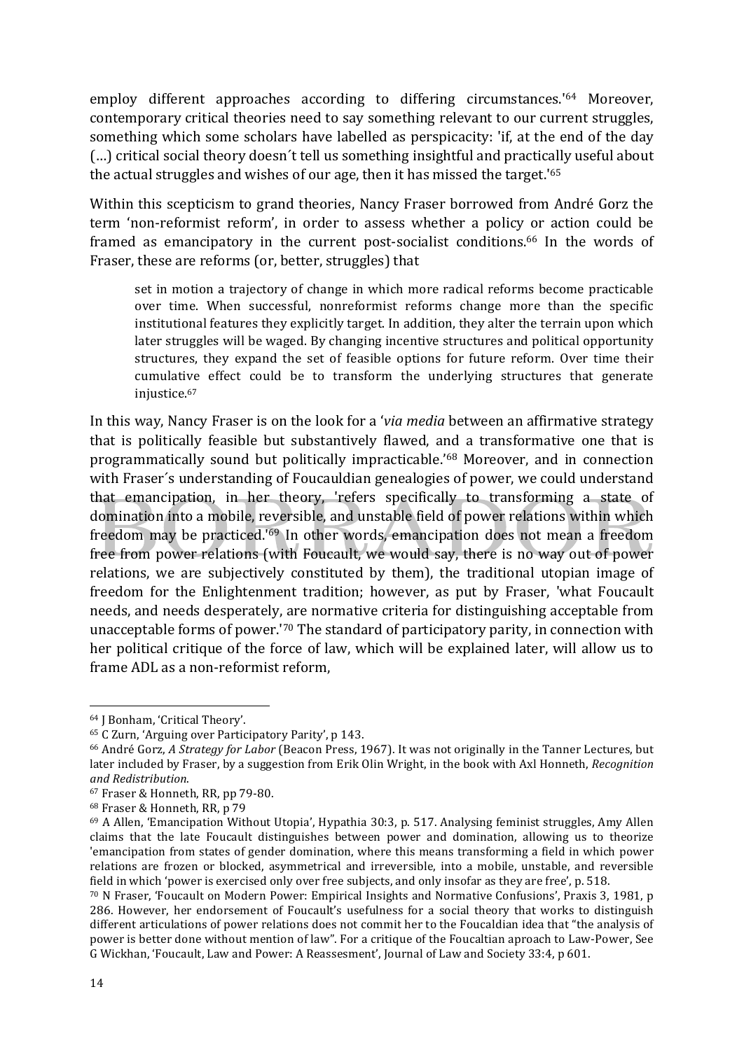employ different approaches according to differing circumstances.'[64] Moreover, contemporary critical theories need to say something relevant to our current struggles, something which some scholars have labelled as perspicacity: 'if, at the end of the day (…) critical social theory doesn´t tell us something insightful and practically useful about the actual struggles and wishes of our age, then it has missed the target.'[65]

Within this scepticism to grand theories, Nancy Fraser borrowed from André Gorz the term 'non-reformist reform', in order to assess whether a policy or action could be framed as emancipatory in the current post-socialist conditions.[66] In the words of Fraser, these are reforms (or, better, struggles) that

> set in motion a trajectory of change in which more radical reforms become practicable over time. When successful, nonreformist reforms change more than the specific institutional features they explicitly target. In addition, they alter the terrain upon which later struggles will be waged. By changing incentive structures and political opportunity structures, they expand the set of feasible options for future reform. Over time their cumulative effect could be to transform the underlying structures that generate injustice.[67]

In this way, Nancy Fraser is on the look for a '*via media* between an affirmative strategy that is politically feasible but substantively flawed, and a transformative one that is programmatically sound but politically impracticable.'[68] Moreover, and in connection with Fraser´s understanding of Foucauldian genealogies of power, we could understand that emancipation, in her theory, 'refers specifically to transforming a state of domination into a mobile, reversible, and unstable field of power relations within which freedom may be practiced.'[69] In other words, emancipation does not mean a freedom free from power relations (with Foucault, we would say, there is no way out of power relations, we are subjectively constituted by them), the traditional utopian image of freedom for the Enlightenment tradition; however, as put by Fraser, 'what Foucault needs, and needs desperately, are normative criteria for distinguishing acceptable from unacceptable forms of power.'[70] The standard of participatory parity, in connection with her political critique of the force of law, which will be explained later, will allow us to frame ADL as a non-reformist reform,

---

[64] J Bonham, 'Critical Theory'.

[65] C Zurn, 'Arguing over Participatory Parity', p 143.

[66] André Gorz, *A Strategy for Labor* (Beacon Press, 1967). It was not originally in the Tanner Lectures, but later included by Fraser, by a suggestion from Erik Olin Wright, in the book with Axl Honneth, *Recognition and Redistribution*.

[67] Fraser & Honneth, RR, pp 79-80.

[68] Fraser & Honneth, RR, p 79

[69] A Allen, 'Emancipation Without Utopia', Hypathia 30:3, p. 517. Analysing feminist struggles, Amy Allen claims that the late Foucault distinguishes between power and domination, allowing us to theorize 'emancipation from states of gender domination, where this means transforming a field in which power relations are frozen or blocked, asymmetrical and irreversible, into a mobile, unstable, and reversible field in which 'power is exercised only over free subjects, and only insofar as they are free', p. 518.

[70] N Fraser, 'Foucault on Modern Power: Empirical Insights and Normative Confusions', Praxis 3, 1981, p 286. However, her endorsement of Foucault's usefulness for a social theory that works to distinguish different articulations of power relations does not commit her to the Foucaldian idea that "the analysis of power is better done without mention of law". For a critique of the Foucaltian aproach to Law-Power, See G Wickhan, 'Foucault, Law and Power: A Reassesment', Journal of Law and Society 33:4, p 601.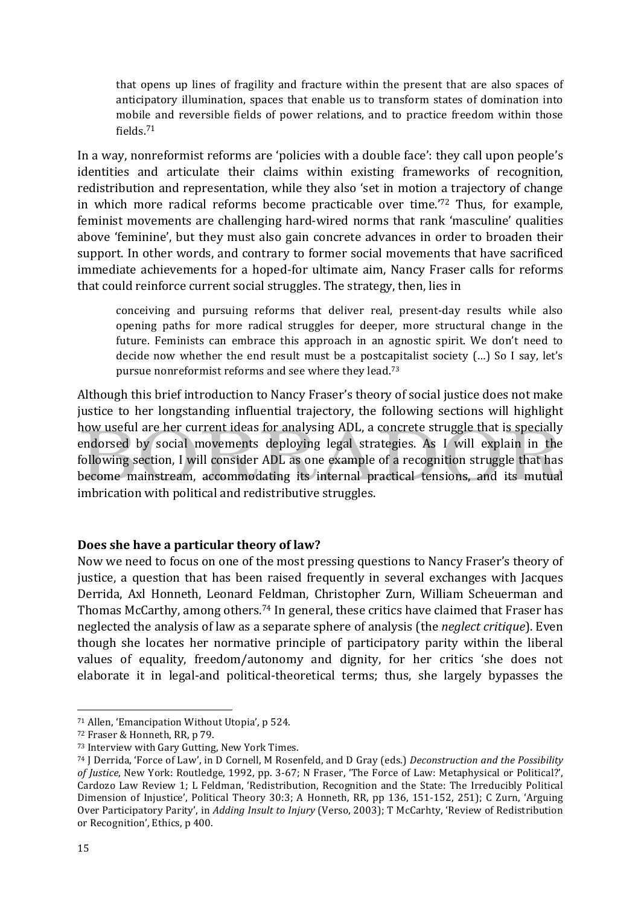> that opens up lines of fragility and fracture within the present that are also spaces of anticipatory illumination, spaces that enable us to transform states of domination into mobile and reversible fields of power relations, and to practice freedom within those fields.[71]

In a way, nonreformist reforms are 'policies with a double face': they call upon people's identities and articulate their claims within existing frameworks of recognition, redistribution and representation, while they also 'set in motion a trajectory of change in which more radical reforms become practicable over time.'[72] Thus, for example, feminist movements are challenging hard-wired norms that rank 'masculine' qualities above 'feminine', but they must also gain concrete advances in order to broaden their support. In other words, and contrary to former social movements that have sacrificed immediate achievements for a hoped-for ultimate aim, Nancy Fraser calls for reforms that could reinforce current social struggles. The strategy, then, lies in

> conceiving and pursuing reforms that deliver real, present-day results while also opening paths for more radical struggles for deeper, more structural change in the future. Feminists can embrace this approach in an agnostic spirit. We don't need to decide now whether the end result must be a postcapitalist society (…) So I say, let's pursue nonreformist reforms and see where they lead.[73]

Although this brief introduction to Nancy Fraser's theory of social justice does not make justice to her longstanding influential trajectory, the following sections will highlight how useful are her current ideas for analysing ADL, a concrete struggle that is specially endorsed by social movements deploying legal strategies. As I will explain in the following section, I will consider ADL as one example of a recognition struggle that has become mainstream, accommodating its internal practical tensions, and its mutual imbrication with political and redistributive struggles.

**Does she have a particular theory of law?**

Now we need to focus on one of the most pressing questions to Nancy Fraser's theory of justice, a question that has been raised frequently in several exchanges with Jacques Derrida, Axl Honneth, Leonard Feldman, Christopher Zurn, William Scheuerman and Thomas McCarthy, among others.[74] In general, these critics have claimed that Fraser has neglected the analysis of law as a separate sphere of analysis (the *neglect critique*). Even though she locates her normative principle of participatory parity within the liberal values of equality, freedom/autonomy and dignity, for her critics 'she does not elaborate it in legal-and political-theoretical terms; thus, she largely bypasses the

---

[71] Allen, 'Emancipation Without Utopia', p 524.

[72] Fraser & Honneth, RR, p 79.

[73] Interview with Gary Gutting, New York Times.

[74] J Derrida, 'Force of Law', in D Cornell, M Rosenfeld, and D Gray (eds.) *Deconstruction and the Possibility of Justice*, New York: Routledge, 1992, pp. 3-67; N Fraser, 'The Force of Law: Metaphysical or Political?', Cardozo Law Review 1; L Feldman, 'Redistribution, Recognition and the State: The Irreducibly Political Dimension of Injustice', Political Theory 30:3; A Honneth, RR, pp 136, 151-152, 251); C Zurn, 'Arguing Over Participatory Parity', in *Adding Insult to Injury* (Verso, 2003); T McCarhty, 'Review of Redistribution or Recognition', Ethics, p 400.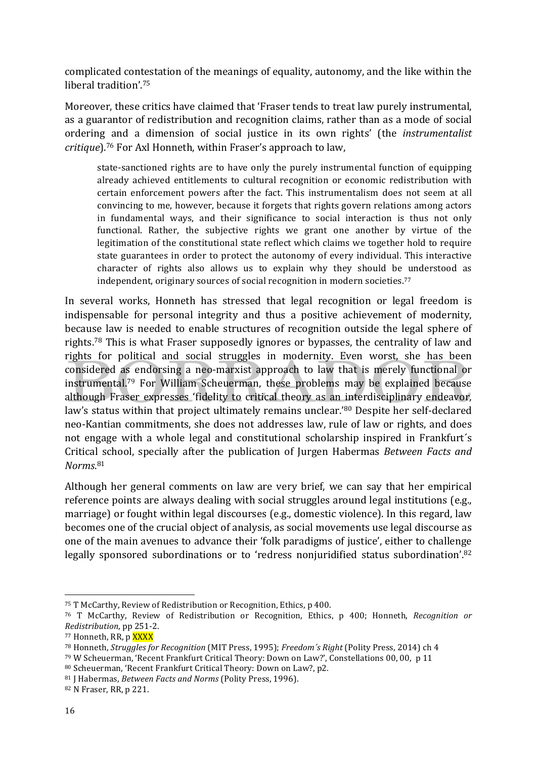complicated contestation of the meanings of equality, autonomy, and the like within the liberal tradition'.[75]

Moreover, these critics have claimed that 'Fraser tends to treat law purely instrumental, as a guarantor of redistribution and recognition claims, rather than as a mode of social ordering and a dimension of social justice in its own rights' (the *instrumentalist critique*).[76] For Axl Honneth, within Fraser's approach to law,

> state-sanctioned rights are to have only the purely instrumental function of equipping already achieved entitlements to cultural recognition or economic redistribution with certain enforcement powers after the fact. This instrumentalism does not seem at all convincing to me, however, because it forgets that rights govern relations among actors in fundamental ways, and their significance to social interaction is thus not only functional. Rather, the subjective rights we grant one another by virtue of the legitimation of the constitutional state reflect which claims we together hold to require state guarantees in order to protect the autonomy of every individual. This interactive character of rights also allows us to explain why they should be understood as independent, originary sources of social recognition in modern societies.[77]

In several works, Honneth has stressed that legal recognition or legal freedom is indispensable for personal integrity and thus a positive achievement of modernity, because law is needed to enable structures of recognition outside the legal sphere of rights.[78] This is what Fraser supposedly ignores or bypasses, the centrality of law and rights for political and social struggles in modernity. Even worst, she has been considered as endorsing a neo-marxist approach to law that is merely functional or instrumental.[79] For William Scheuerman, these problems may be explained because although Fraser expresses 'fidelity to critical theory as an interdisciplinary endeavor, law's status within that project ultimately remains unclear.'[80] Despite her self-declared neo-Kantian commitments, she does not addresses law, rule of law or rights, and does not engage with a whole legal and constitutional scholarship inspired in Frankfurt´s Critical school, specially after the publication of Jurgen Habermas *Between Facts and Norms*.[81]

Although her general comments on law are very brief, we can say that her empirical reference points are always dealing with social struggles around legal institutions (e.g., marriage) or fought within legal discourses (e.g., domestic violence). In this regard, law becomes one of the crucial object of analysis, as social movements use legal discourse as one of the main avenues to advance their 'folk paradigms of justice', either to challenge legally sponsored subordinations or to 'redress nonjuridified status subordination'.[82]

---

[75] T McCarthy, Review of Redistribution or Recognition, Ethics, p 400.

[76] T McCarthy, Review of Redistribution or Recognition, Ethics, p 400; Honneth, *Recognition or Redistribution*, pp 251-2.

[77] Honneth, RR, p XXXX

[78] Honneth, *Struggles for Recognition* (MIT Press, 1995); *Freedom´s Right* (Polity Press, 2014) ch 4

[79] W Scheuerman, 'Recent Frankfurt Critical Theory: Down on Law?', Constellations 00, 00, p 11

[80] Scheuerman, 'Recent Frankfurt Critical Theory: Down on Law?, p2.

[81] J Habermas, *Between Facts and Norms* (Polity Press, 1996).

[82] N Fraser, RR, p 221.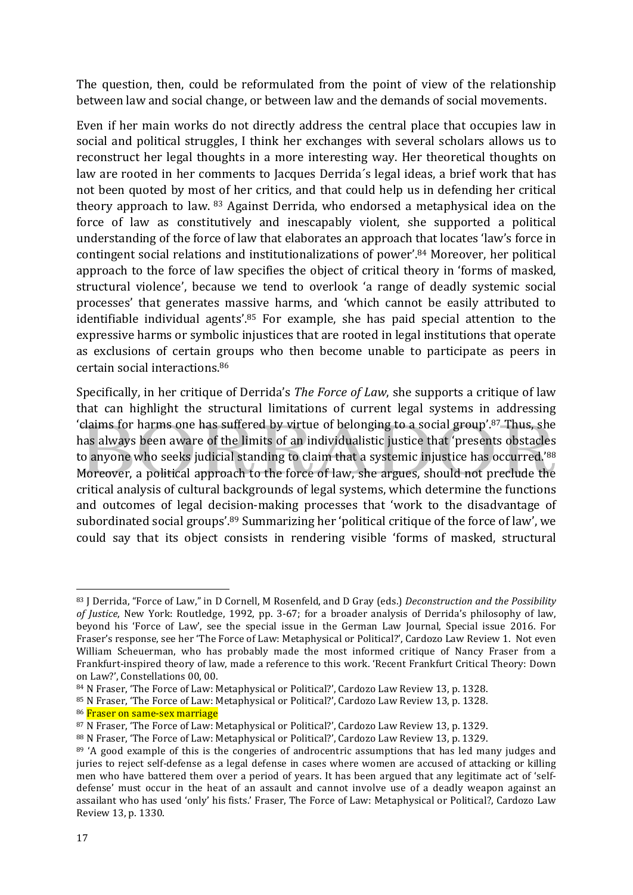The question, then, could be reformulated from the point of view of the relationship between law and social change, or between law and the demands of social movements.

Even if her main works do not directly address the central place that occupies law in social and political struggles, I think her exchanges with several scholars allows us to reconstruct her legal thoughts in a more interesting way. Her theoretical thoughts on law are rooted in her comments to Jacques Derrida´s legal ideas, a brief work that has not been quoted by most of her critics, and that could help us in defending her critical theory approach to law. [83] Against Derrida, who endorsed a metaphysical idea on the force of law as constitutively and inescapably violent, she supported a political understanding of the force of law that elaborates an approach that locates 'law's force in contingent social relations and institutionalizations of power'.[84] Moreover, her political approach to the force of law specifies the object of critical theory in 'forms of masked, structural violence', because we tend to overlook 'a range of deadly systemic social processes' that generates massive harms, and 'which cannot be easily attributed to identifiable individual agents'.[85] For example, she has paid special attention to the expressive harms or symbolic injustices that are rooted in legal institutions that operate as exclusions of certain groups who then become unable to participate as peers in certain social interactions.[86]

Specifically, in her critique of Derrida's *The Force of Law*, she supports a critique of law that can highlight the structural limitations of current legal systems in addressing 'claims for harms one has suffered by virtue of belonging to a social group'.[87] Thus, she has always been aware of the limits of an individualistic justice that 'presents obstacles to anyone who seeks judicial standing to claim that a systemic injustice has occurred.'[88] Moreover, a political approach to the force of law, she argues, should not preclude the critical analysis of cultural backgrounds of legal systems, which determine the functions and outcomes of legal decision-making processes that 'work to the disadvantage of subordinated social groups'.[89] Summarizing her 'political critique of the force of law', we could say that its object consists in rendering visible 'forms of masked, structural

---

[83] J Derrida, "Force of Law," in D Cornell, M Rosenfeld, and D Gray (eds.) *Deconstruction and the Possibility of Justice*, New York: Routledge, 1992, pp. 3-67; for a broader analysis of Derrida's philosophy of law, beyond his 'Force of Law', see the special issue in the German Law Journal, Special issue 2016. For Fraser's response, see her 'The Force of Law: Metaphysical or Political?', Cardozo Law Review 1. Not even William Scheuerman, who has probably made the most informed critique of Nancy Fraser from a Frankfurt-inspired theory of law, made a reference to this work. 'Recent Frankfurt Critical Theory: Down on Law?', Constellations 00, 00.

[84] N Fraser, 'The Force of Law: Metaphysical or Political?', Cardozo Law Review 13, p. 1328.

[85] N Fraser, 'The Force of Law: Metaphysical or Political?', Cardozo Law Review 13, p. 1328.

[86] Fraser on same-sex marriage

[87] N Fraser, 'The Force of Law: Metaphysical or Political?', Cardozo Law Review 13, p. 1329.

[88] N Fraser, 'The Force of Law: Metaphysical or Political?', Cardozo Law Review 13, p. 1329.

[89] 'A good example of this is the congeries of androcentric assumptions that has led many judges and juries to reject self-defense as a legal defense in cases where women are accused of attacking or killing men who have battered them over a period of years. It has been argued that any legitimate act of 'self-defense' must occur in the heat of an assault and cannot involve use of a deadly weapon against an assailant who has used 'only' his fists.' Fraser, The Force of Law: Metaphysical or Political?, Cardozo Law Review 13, p. 1330.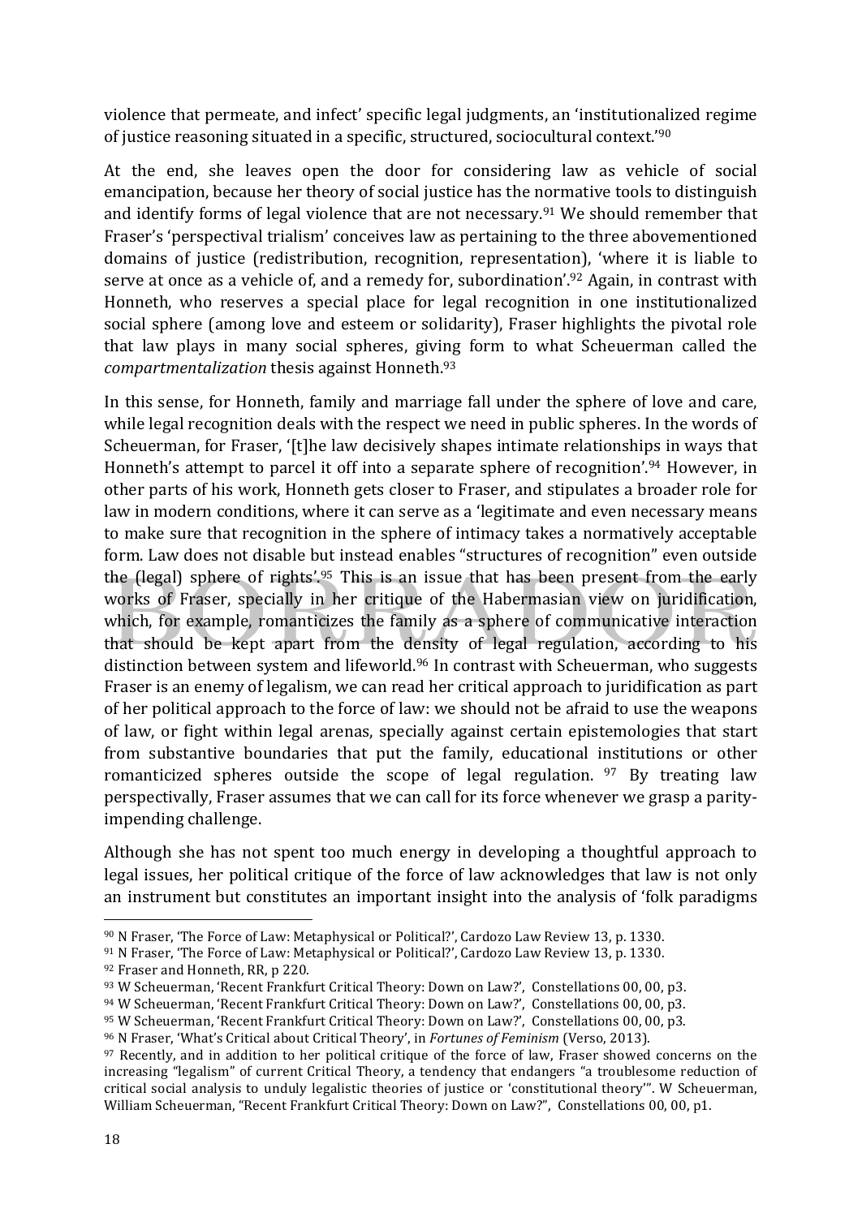violence that permeate, and infect' specific legal judgments, an 'institutionalized regime of justice reasoning situated in a specific, structured, sociocultural context.'[90]

At the end, she leaves open the door for considering law as vehicle of social emancipation, because her theory of social justice has the normative tools to distinguish and identify forms of legal violence that are not necessary.[91] We should remember that Fraser's 'perspectival trialism' conceives law as pertaining to the three abovementioned domains of justice (redistribution, recognition, representation), 'where it is liable to serve at once as a vehicle of, and a remedy for, subordination'.[92] Again, in contrast with Honneth, who reserves a special place for legal recognition in one institutionalized social sphere (among love and esteem or solidarity), Fraser highlights the pivotal role that law plays in many social spheres, giving form to what Scheuerman called the *compartmentalization* thesis against Honneth.[93]

In this sense, for Honneth, family and marriage fall under the sphere of love and care, while legal recognition deals with the respect we need in public spheres. In the words of Scheuerman, for Fraser, '[t]he law decisively shapes intimate relationships in ways that Honneth's attempt to parcel it off into a separate sphere of recognition'.[94] However, in other parts of his work, Honneth gets closer to Fraser, and stipulates a broader role for law in modern conditions, where it can serve as a 'legitimate and even necessary means to make sure that recognition in the sphere of intimacy takes a normatively acceptable form. Law does not disable but instead enables "structures of recognition" even outside the (legal) sphere of rights'.[95] This is an issue that has been present from the early works of Fraser, specially in her critique of the Habermasian view on juridification, which, for example, romanticizes the family as a sphere of communicative interaction that should be kept apart from the density of legal regulation, according to his distinction between system and lifeworld.[96] In contrast with Scheuerman, who suggests Fraser is an enemy of legalism, we can read her critical approach to juridification as part of her political approach to the force of law: we should not be afraid to use the weapons of law, or fight within legal arenas, specially against certain epistemologies that start from substantive boundaries that put the family, educational institutions or other romanticized spheres outside the scope of legal regulation.[97] By treating law perspectivally, Fraser assumes that we can call for its force whenever we grasp a parity-impending challenge.

Although she has not spent too much energy in developing a thoughtful approach to legal issues, her political critique of the force of law acknowledges that law is not only an instrument but constitutes an important insight into the analysis of 'folk paradigms

---

[90] N Fraser, 'The Force of Law: Metaphysical or Political?', Cardozo Law Review 13, p. 1330.

[91] N Fraser, 'The Force of Law: Metaphysical or Political?', Cardozo Law Review 13, p. 1330.

[92] Fraser and Honneth, RR, p 220.

[93] W Scheuerman, 'Recent Frankfurt Critical Theory: Down on Law?', Constellations 00, 00, p3.

[94] W Scheuerman, 'Recent Frankfurt Critical Theory: Down on Law?', Constellations 00, 00, p3.

[95] W Scheuerman, 'Recent Frankfurt Critical Theory: Down on Law?', Constellations 00, 00, p3.

[96] N Fraser, 'What's Critical about Critical Theory', in *Fortunes of Feminism* (Verso, 2013).

[97] Recently, and in addition to her political critique of the force of law, Fraser showed concerns on the increasing "legalism" of current Critical Theory, a tendency that endangers "a troublesome reduction of critical social analysis to unduly legalistic theories of justice or 'constitutional theory'". W Scheuerman, William Scheuerman, "Recent Frankfurt Critical Theory: Down on Law?", Constellations 00, 00, p1.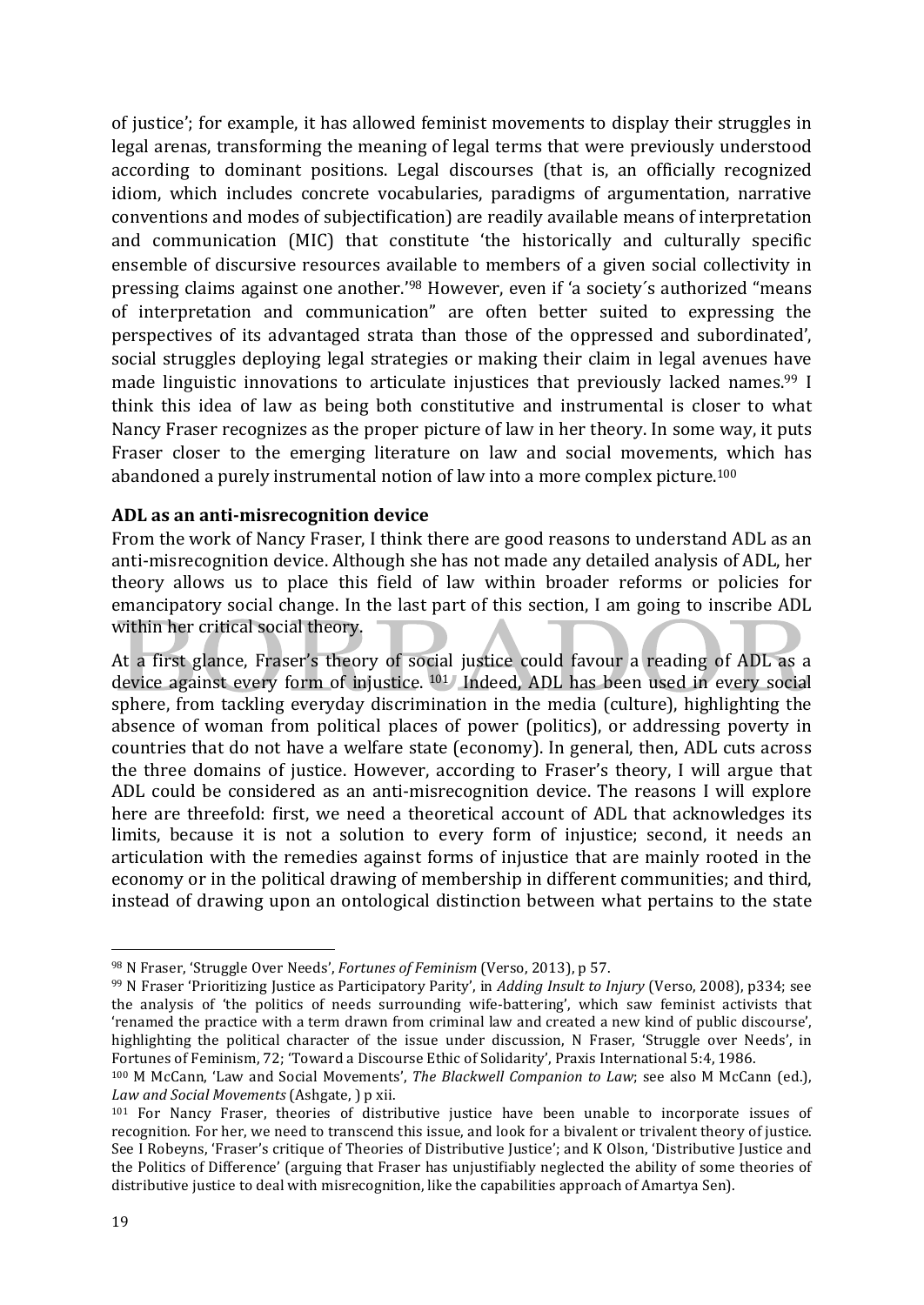of justice'; for example, it has allowed feminist movements to display their struggles in legal arenas, transforming the meaning of legal terms that were previously understood according to dominant positions. Legal discourses (that is, an officially recognized idiom, which includes concrete vocabularies, paradigms of argumentation, narrative conventions and modes of subjectification) are readily available means of interpretation and communication (MIC) that constitute 'the historically and culturally specific ensemble of discursive resources available to members of a given social collectivity in pressing claims against one another.'[98] However, even if 'a society´s authorized "means of interpretation and communication" are often better suited to expressing the perspectives of its advantaged strata than those of the oppressed and subordinated', social struggles deploying legal strategies or making their claim in legal avenues have made linguistic innovations to articulate injustices that previously lacked names.[99] I think this idea of law as being both constitutive and instrumental is closer to what Nancy Fraser recognizes as the proper picture of law in her theory. In some way, it puts Fraser closer to the emerging literature on law and social movements, which has abandoned a purely instrumental notion of law into a more complex picture.[100]

**ADL as an anti-misrecognition device**

From the work of Nancy Fraser, I think there are good reasons to understand ADL as an anti-misrecognition device. Although she has not made any detailed analysis of ADL, her theory allows us to place this field of law within broader reforms or policies for emancipatory social change. In the last part of this section, I am going to inscribe ADL within her critical social theory.

At a first glance, Fraser's theory of social justice could favour a reading of ADL as a device against every form of injustice. [101] Indeed, ADL has been used in every social sphere, from tackling everyday discrimination in the media (culture), highlighting the absence of woman from political places of power (politics), or addressing poverty in countries that do not have a welfare state (economy). In general, then, ADL cuts across the three domains of justice. However, according to Fraser's theory, I will argue that ADL could be considered as an anti-misrecognition device. The reasons I will explore here are threefold: first, we need a theoretical account of ADL that acknowledges its limits, because it is not a solution to every form of injustice; second, it needs an articulation with the remedies against forms of injustice that are mainly rooted in the economy or in the political drawing of membership in different communities; and third, instead of drawing upon an ontological distinction between what pertains to the state

---

[98] N Fraser, 'Struggle Over Needs', *Fortunes of Feminism* (Verso, 2013), p 57.

[99] N Fraser 'Prioritizing Justice as Participatory Parity', in *Adding Insult to Injury* (Verso, 2008), p334; see the analysis of 'the politics of needs surrounding wife-battering', which saw feminist activists that 'renamed the practice with a term drawn from criminal law and created a new kind of public discourse', highlighting the political character of the issue under discussion, N Fraser, 'Struggle over Needs', in Fortunes of Feminism, 72; 'Toward a Discourse Ethic of Solidarity', Praxis International 5:4, 1986.

[100] M McCann, 'Law and Social Movements', *The Blackwell Companion to Law*; see also M McCann (ed.), *Law and Social Movements* (Ashgate, ) p xii.

[101] For Nancy Fraser, theories of distributive justice have been unable to incorporate issues of recognition. For her, we need to transcend this issue, and look for a bivalent or trivalent theory of justice. See I Robeyns, 'Fraser's critique of Theories of Distributive Justice'; and K Olson, 'Distributive Justice and the Politics of Difference' (arguing that Fraser has unjustifiably neglected the ability of some theories of distributive justice to deal with misrecognition, like the capabilities approach of Amartya Sen).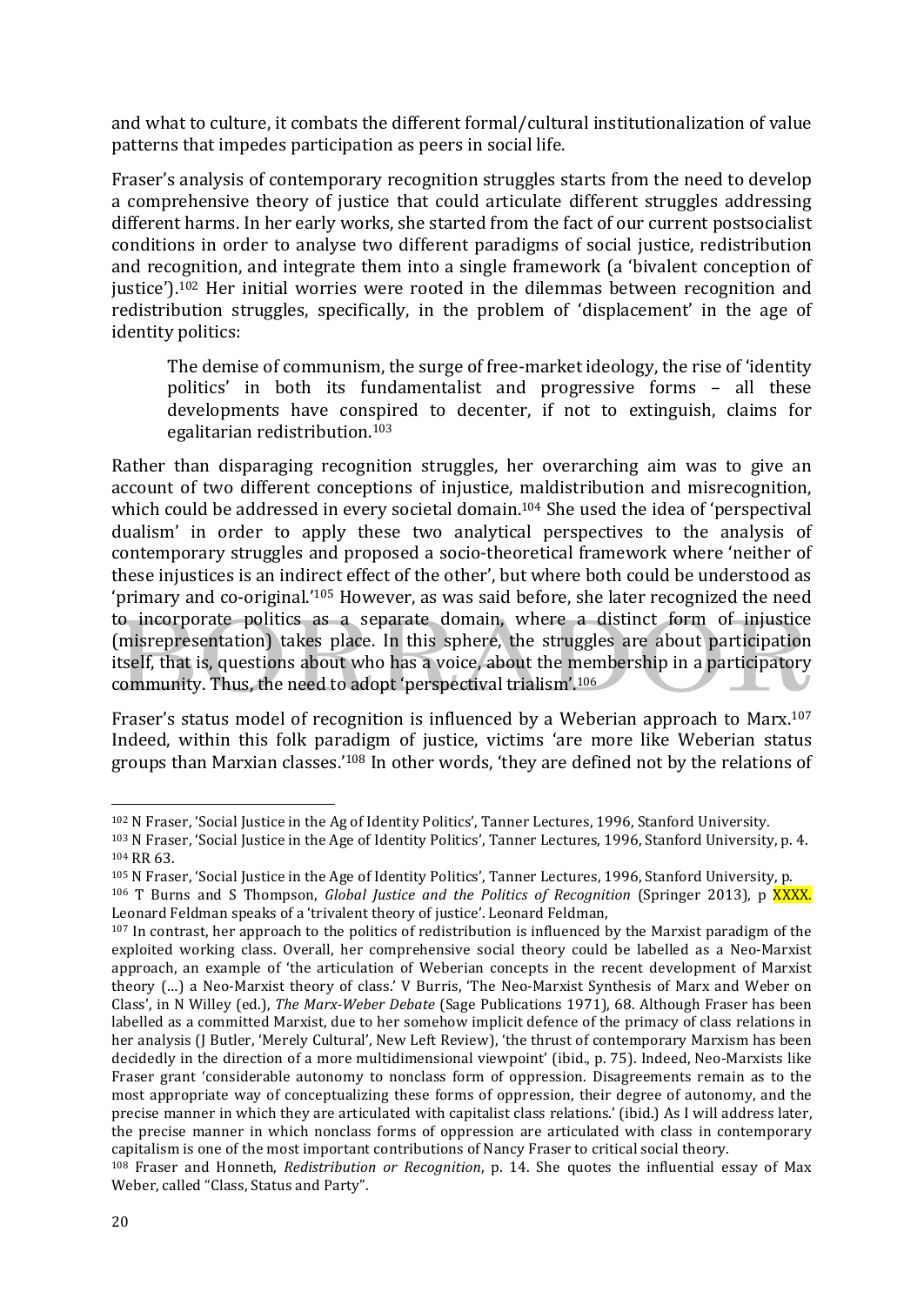and what to culture, it combats the different formal/cultural institutionalization of value patterns that impedes participation as peers in social life.

Fraser's analysis of contemporary recognition struggles starts from the need to develop a comprehensive theory of justice that could articulate different struggles addressing different harms. In her early works, she started from the fact of our current postsocialist conditions in order to analyse two different paradigms of social justice, redistribution and recognition, and integrate them into a single framework (a 'bivalent conception of justice').[102] Her initial worries were rooted in the dilemmas between recognition and redistribution struggles, specifically, in the problem of 'displacement' in the age of identity politics:

> The demise of communism, the surge of free-market ideology, the rise of 'identity politics' in both its fundamentalist and progressive forms – all these developments have conspired to decenter, if not to extinguish, claims for egalitarian redistribution.[103]

Rather than disparaging recognition struggles, her overarching aim was to give an account of two different conceptions of injustice, maldistribution and misrecognition, which could be addressed in every societal domain.[104] She used the idea of 'perspectival dualism' in order to apply these two analytical perspectives to the analysis of contemporary struggles and proposed a socio-theoretical framework where 'neither of these injustices is an indirect effect of the other', but where both could be understood as 'primary and co-original.'[105] However, as was said before, she later recognized the need to incorporate politics as a separate domain, where a distinct form of injustice (misrepresentation) takes place. In this sphere, the struggles are about participation itself, that is, questions about who has a voice, about the membership in a participatory community. Thus, the need to adopt 'perspectival trialism'.[106]

Fraser's status model of recognition is influenced by a Weberian approach to Marx.[107] Indeed, within this folk paradigm of justice, victims 'are more like Weberian status groups than Marxian classes.'[108] In other words, 'they are defined not by the relations of

---

[102] N Fraser, 'Social Justice in the Ag of Identity Politics', Tanner Lectures, 1996, Stanford University.

[103] N Fraser, 'Social Justice in the Age of Identity Politics', Tanner Lectures, 1996, Stanford University, p. 4.

[104] RR 63.

[105] N Fraser, 'Social Justice in the Age of Identity Politics', Tanner Lectures, 1996, Stanford University, p.

[106] T Burns and S Thompson, *Global Justice and the Politics of Recognition* (Springer 2013), p XXXX. Leonard Feldman speaks of a 'trivalent theory of justice'. Leonard Feldman,

[107] In contrast, her approach to the politics of redistribution is influenced by the Marxist paradigm of the exploited working class. Overall, her comprehensive social theory could be labelled as a Neo-Marxist approach, an example of 'the articulation of Weberian concepts in the recent development of Marxist theory (…) a Neo-Marxist theory of class.' V Burris, 'The Neo-Marxist Synthesis of Marx and Weber on Class', in N Willey (ed.), *The Marx-Weber Debate* (Sage Publications 1971), 68. Although Fraser has been labelled as a committed Marxist, due to her somehow implicit defence of the primacy of class relations in her analysis (J Butler, 'Merely Cultural', New Left Review), 'the thrust of contemporary Marxism has been decidedly in the direction of a more multidimensional viewpoint' (ibid., p. 75). Indeed, Neo-Marxists like Fraser grant 'considerable autonomy to nonclass form of oppression. Disagreements remain as to the most appropriate way of conceptualizing these forms of oppression, their degree of autonomy, and the precise manner in which they are articulated with capitalist class relations.' (ibid.) As I will address later, the precise manner in which nonclass forms of oppression are articulated with class in contemporary capitalism is one of the most important contributions of Nancy Fraser to critical social theory.

[108] Fraser and Honneth, *Redistribution or Recognition*, p. 14. She quotes the influential essay of Max Weber, called "Class, Status and Party".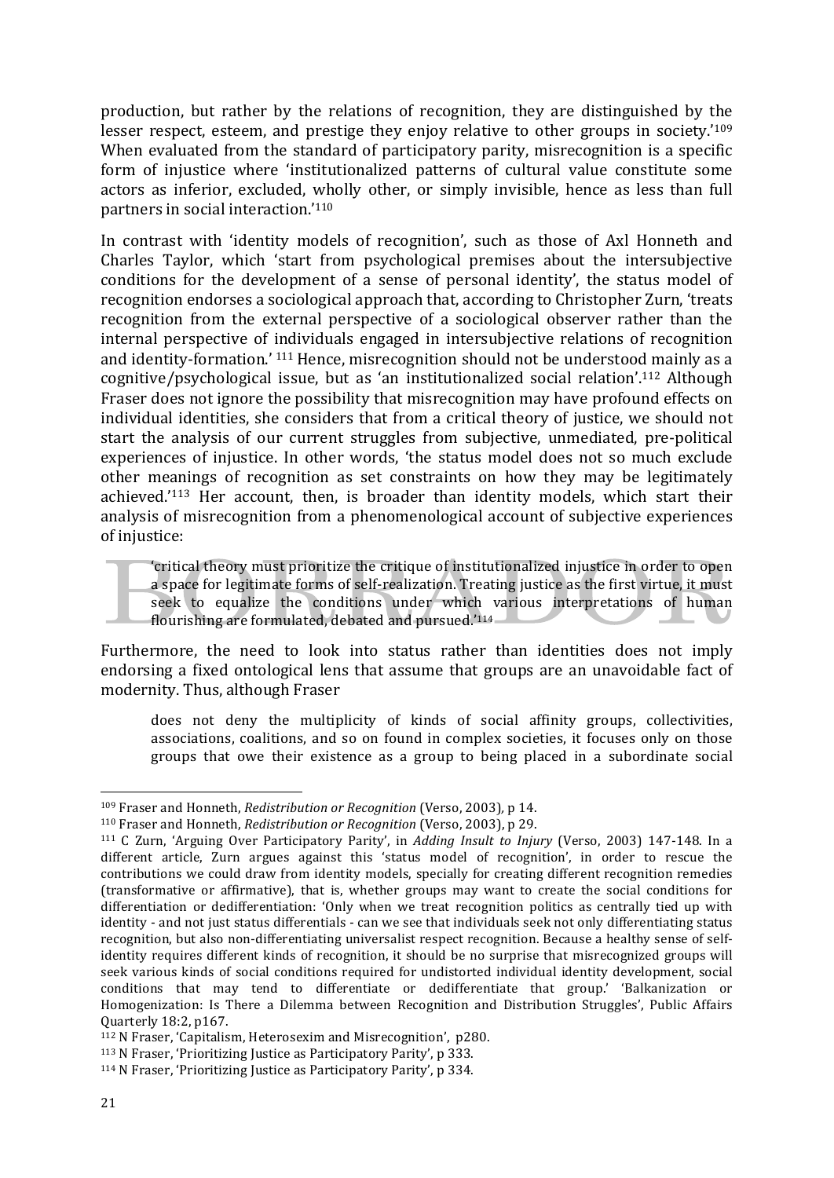production, but rather by the relations of recognition, they are distinguished by the lesser respect, esteem, and prestige they enjoy relative to other groups in society.'[109] When evaluated from the standard of participatory parity, misrecognition is a specific form of injustice where 'institutionalized patterns of cultural value constitute some actors as inferior, excluded, wholly other, or simply invisible, hence as less than full partners in social interaction.'[110]

In contrast with 'identity models of recognition', such as those of Axl Honneth and Charles Taylor, which 'start from psychological premises about the intersubjective conditions for the development of a sense of personal identity', the status model of recognition endorses a sociological approach that, according to Christopher Zurn, 'treats recognition from the external perspective of a sociological observer rather than the internal perspective of individuals engaged in intersubjective relations of recognition and identity-formation.' [111] Hence, misrecognition should not be understood mainly as a cognitive/psychological issue, but as 'an institutionalized social relation'.[112] Although Fraser does not ignore the possibility that misrecognition may have profound effects on individual identities, she considers that from a critical theory of justice, we should not start the analysis of our current struggles from subjective, unmediated, pre-political experiences of injustice. In other words, 'the status model does not so much exclude other meanings of recognition as set constraints on how they may be legitimately achieved.'[113] Her account, then, is broader than identity models, which start their analysis of misrecognition from a phenomenological account of subjective experiences of injustice:

> 'critical theory must prioritize the critique of institutionalized injustice in order to open a space for legitimate forms of self-realization. Treating justice as the first virtue, it must seek to equalize the conditions under which various interpretations of human flourishing are formulated, debated and pursued.'[114]

Furthermore, the need to look into status rather than identities does not imply endorsing a fixed ontological lens that assume that groups are an unavoidable fact of modernity. Thus, although Fraser

> does not deny the multiplicity of kinds of social affinity groups, collectivities, associations, coalitions, and so on found in complex societies, it focuses only on those groups that owe their existence as a group to being placed in a subordinate social

---

[109] Fraser and Honneth, *Redistribution or Recognition* (Verso, 2003), p 14.

[110] Fraser and Honneth, *Redistribution or Recognition* (Verso, 2003), p 29.

[111] C Zurn, 'Arguing Over Participatory Parity', in *Adding Insult to Injury* (Verso, 2003) 147-148. In a different article, Zurn argues against this 'status model of recognition', in order to rescue the contributions we could draw from identity models, specially for creating different recognition remedies (transformative or affirmative), that is, whether groups may want to create the social conditions for differentiation or dedifferentiation: 'Only when we treat recognition politics as centrally tied up with identity - and not just status differentials - can we see that individuals seek not only differentiating status recognition, but also non-differentiating universalist respect recognition. Because a healthy sense of self-identity requires different kinds of recognition, it should be no surprise that misrecognized groups will seek various kinds of social conditions required for undistorted individual identity development, social conditions that may tend to differentiate or dedifferentiate that group.' 'Balkanization or Homogenization: Is There a Dilemma between Recognition and Distribution Struggles', Public Affairs Quarterly 18:2, p167.

[112] N Fraser, 'Capitalism, Heterosexim and Misrecognition', p280.

[113] N Fraser, 'Prioritizing Justice as Participatory Parity', p 333.

[114] N Fraser, 'Prioritizing Justice as Participatory Parity', p 334.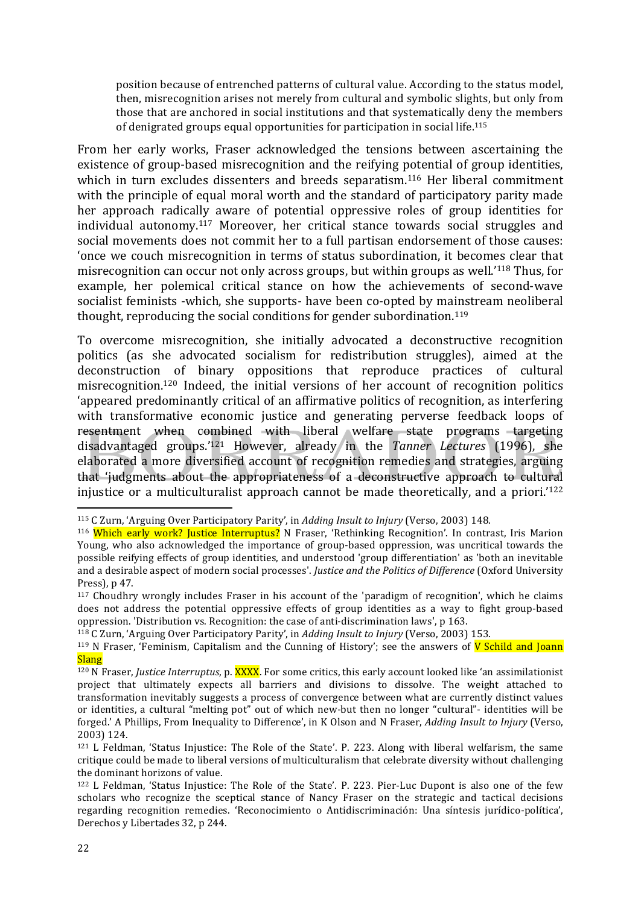position because of entrenched patterns of cultural value. According to the status model, then, misrecognition arises not merely from cultural and symbolic slights, but only from those that are anchored in social institutions and that systematically deny the members of denigrated groups equal opportunities for participation in social life.[115]

From her early works, Fraser acknowledged the tensions between ascertaining the existence of group-based misrecognition and the reifying potential of group identities, which in turn excludes dissenters and breeds separatism.[116] Her liberal commitment with the principle of equal moral worth and the standard of participatory parity made her approach radically aware of potential oppressive roles of group identities for individual autonomy.[117] Moreover, her critical stance towards social struggles and social movements does not commit her to a full partisan endorsement of those causes: 'once we couch misrecognition in terms of status subordination, it becomes clear that misrecognition can occur not only across groups, but within groups as well.'[118] Thus, for example, her polemical critical stance on how the achievements of second-wave socialist feminists -which, she supports- have been co-opted by mainstream neoliberal thought, reproducing the social conditions for gender subordination.[119]

To overcome misrecognition, she initially advocated a deconstructive recognition politics (as she advocated socialism for redistribution struggles), aimed at the deconstruction of binary oppositions that reproduce practices of cultural misrecognition.[120] Indeed, the initial versions of her account of recognition politics 'appeared predominantly critical of an affirmative politics of recognition, as interfering with transformative economic justice and generating perverse feedback loops of resentment when combined with liberal welfare state programs targeting disadvantaged groups.'[121] However, already in the *Tanner Lectures* (1996), she elaborated a more diversified account of recognition remedies and strategies, arguing that 'judgments about the appropriateness of a deconstructive approach to cultural injustice or a multiculturalist approach cannot be made theoretically, and a priori.'[122]

---

[115] C Zurn, 'Arguing Over Participatory Parity', in *Adding Insult to Injury* (Verso, 2003) 148.

[116] Which early work? Justice Interruptus? N Fraser, 'Rethinking Recognition'. In contrast, Iris Marion Young, who also acknowledged the importance of group-based oppression, was uncritical towards the possible reifying effects of group identities, and understood 'group differentiation' as 'both an inevitable and a desirable aspect of modern social processes'. *Justice and the Politics of Difference* (Oxford University Press), p 47.

[117] Choudhry wrongly includes Fraser in his account of the 'paradigm of recognition', which he claims does not address the potential oppressive effects of group identities as a way to fight group-based oppression. 'Distribution vs. Recognition: the case of anti-discrimination laws', p 163.

[118] C Zurn, 'Arguing Over Participatory Parity', in *Adding Insult to Injury* (Verso, 2003) 153.

[119] N Fraser, 'Feminism, Capitalism and the Cunning of History'; see the answers of V Schild and Joann Slang

[120] N Fraser, *Justice Interruptus*, p. XXXX. For some critics, this early account looked like 'an assimilationist project that ultimately expects all barriers and divisions to dissolve. The weight attached to transformation inevitably suggests a process of convergence between what are currently distinct values or identities, a cultural "melting pot" out of which new-but then no longer "cultural"- identities will be forged.' A Phillips, From Inequality to Difference', in K Olson and N Fraser, *Adding Insult to Injury* (Verso, 2003) 124.

[121] L Feldman, 'Status Injustice: The Role of the State'. P. 223. Along with liberal welfarism, the same critique could be made to liberal versions of multiculturalism that celebrate diversity without challenging the dominant horizons of value.

[122] L Feldman, 'Status Injustice: The Role of the State'. P. 223. Pier-Luc Dupont is also one of the few scholars who recognize the sceptical stance of Nancy Fraser on the strategic and tactical decisions regarding recognition remedies. 'Reconocimiento o Antidiscriminación: Una síntesis jurídico-política', Derechos y Libertades 32, p 244.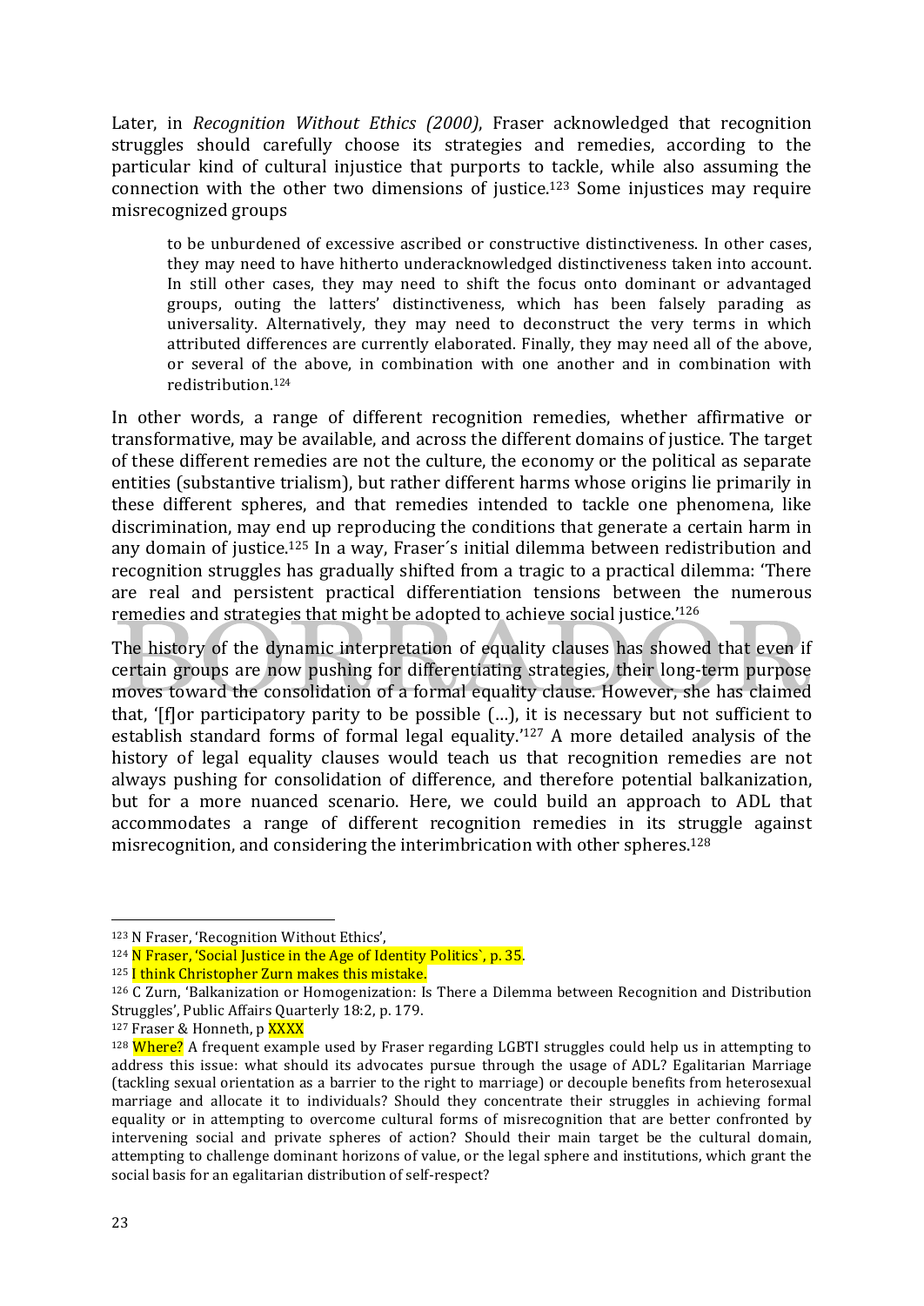Later, in *Recognition Without Ethics (2000)*, Fraser acknowledged that recognition struggles should carefully choose its strategies and remedies, according to the particular kind of cultural injustice that purports to tackle, while also assuming the connection with the other two dimensions of justice.[123] Some injustices may require misrecognized groups

> to be unburdened of excessive ascribed or constructive distinctiveness. In other cases, they may need to have hitherto underacknowledged distinctiveness taken into account. In still other cases, they may need to shift the focus onto dominant or advantaged groups, outing the latters' distinctiveness, which has been falsely parading as universality. Alternatively, they may need to deconstruct the very terms in which attributed differences are currently elaborated. Finally, they may need all of the above, or several of the above, in combination with one another and in combination with redistribution.[124]

In other words, a range of different recognition remedies, whether affirmative or transformative, may be available, and across the different domains of justice. The target of these different remedies are not the culture, the economy or the political as separate entities (substantive trialism), but rather different harms whose origins lie primarily in these different spheres, and that remedies intended to tackle one phenomena, like discrimination, may end up reproducing the conditions that generate a certain harm in any domain of justice.[125] In a way, Fraser´s initial dilemma between redistribution and recognition struggles has gradually shifted from a tragic to a practical dilemma: 'There are real and persistent practical differentiation tensions between the numerous remedies and strategies that might be adopted to achieve social justice.'[126]

The history of the dynamic interpretation of equality clauses has showed that even if certain groups are now pushing for differentiating strategies, their long-term purpose moves toward the consolidation of a formal equality clause. However, she has claimed that, '[f]or participatory parity to be possible (…), it is necessary but not sufficient to establish standard forms of formal legal equality.'[127] A more detailed analysis of the history of legal equality clauses would teach us that recognition remedies are not always pushing for consolidation of difference, and therefore potential balkanization, but for a more nuanced scenario. Here, we could build an approach to ADL that accommodates a range of different recognition remedies in its struggle against misrecognition, and considering the interimbrication with other spheres.[128]

---

[123] N Fraser, 'Recognition Without Ethics',

[124] N Fraser, 'Social Justice in the Age of Identity Politics`, p. 35.

[125] I think Christopher Zurn makes this mistake.

[126] C Zurn, 'Balkanization or Homogenization: Is There a Dilemma between Recognition and Distribution Struggles', Public Affairs Quarterly 18:2, p. 179.

[127] Fraser & Honneth, p XXXX

[128] Where? A frequent example used by Fraser regarding LGBTI struggles could help us in attempting to address this issue: what should its advocates pursue through the usage of ADL? Egalitarian Marriage (tackling sexual orientation as a barrier to the right to marriage) or decouple benefits from heterosexual marriage and allocate it to individuals? Should they concentrate their struggles in achieving formal equality or in attempting to overcome cultural forms of misrecognition that are better confronted by intervening social and private spheres of action? Should their main target be the cultural domain, attempting to challenge dominant horizons of value, or the legal sphere and institutions, which grant the social basis for an egalitarian distribution of self-respect?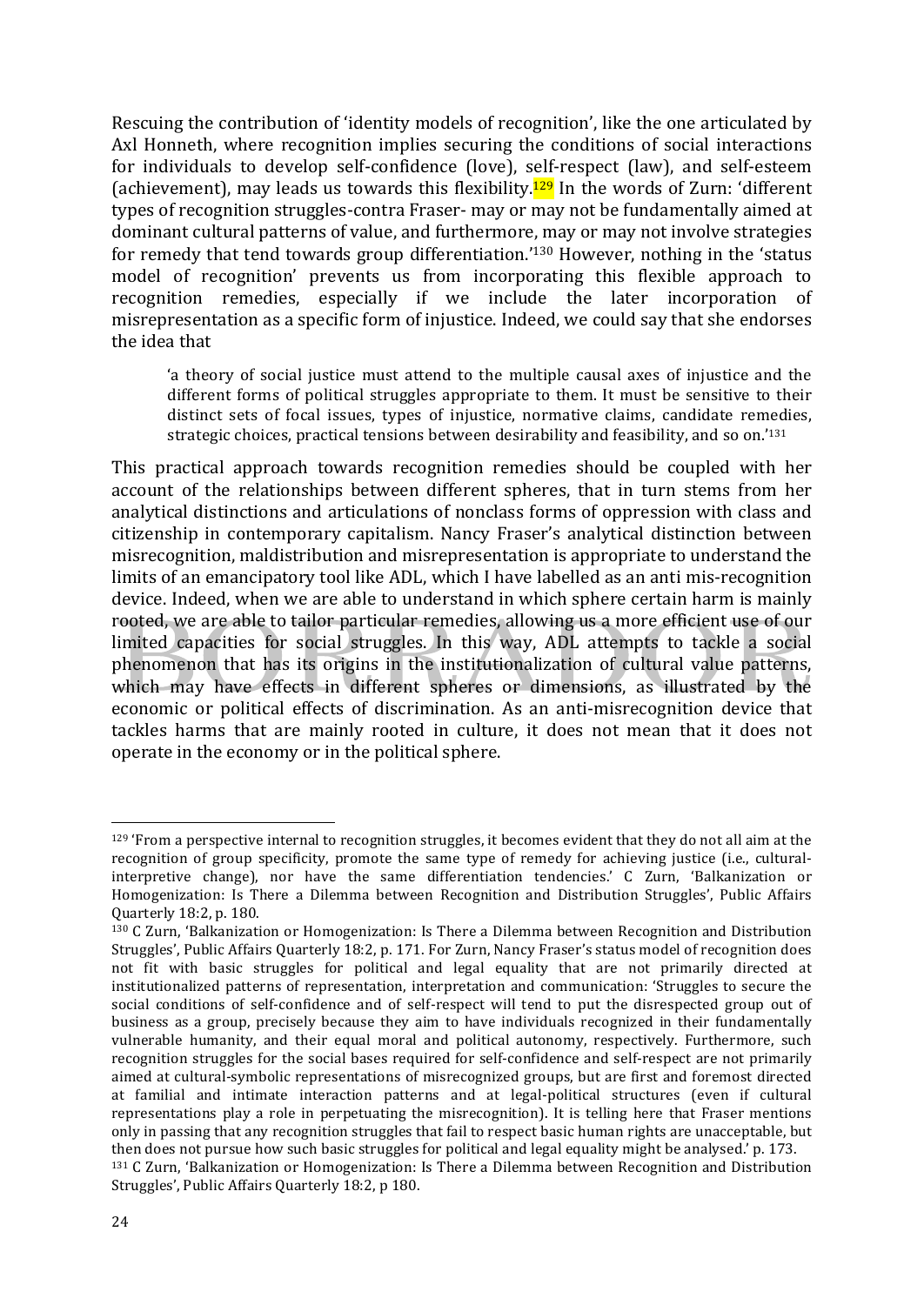Rescuing the contribution of 'identity models of recognition', like the one articulated by Axl Honneth, where recognition implies securing the conditions of social interactions for individuals to develop self-confidence (love), self-respect (law), and self-esteem (achievement), may leads us towards this flexibility.[129] In the words of Zurn: 'different types of recognition struggles-contra Fraser- may or may not be fundamentally aimed at dominant cultural patterns of value, and furthermore, may or may not involve strategies for remedy that tend towards group differentiation.'[130] However, nothing in the 'status model of recognition' prevents us from incorporating this flexible approach to recognition remedies, especially if we include the later incorporation of misrepresentation as a specific form of injustice. Indeed, we could say that she endorses the idea that

> 'a theory of social justice must attend to the multiple causal axes of injustice and the different forms of political struggles appropriate to them. It must be sensitive to their distinct sets of focal issues, types of injustice, normative claims, candidate remedies, strategic choices, practical tensions between desirability and feasibility, and so on.'[131]

This practical approach towards recognition remedies should be coupled with her account of the relationships between different spheres, that in turn stems from her analytical distinctions and articulations of nonclass forms of oppression with class and citizenship in contemporary capitalism. Nancy Fraser's analytical distinction between misrecognition, maldistribution and misrepresentation is appropriate to understand the limits of an emancipatory tool like ADL, which I have labelled as an anti mis-recognition device. Indeed, when we are able to understand in which sphere certain harm is mainly rooted, we are able to tailor particular remedies, allowing us a more efficient use of our limited capacities for social struggles. In this way, ADL attempts to tackle a social phenomenon that has its origins in the institutionalization of cultural value patterns, which may have effects in different spheres or dimensions, as illustrated by the economic or political effects of discrimination. As an anti-misrecognition device that tackles harms that are mainly rooted in culture, it does not mean that it does not operate in the economy or in the political sphere.

---

[129] 'From a perspective internal to recognition struggles, it becomes evident that they do not all aim at the recognition of group specificity, promote the same type of remedy for achieving justice (i.e., cultural-interpretive change), nor have the same differentiation tendencies.' C Zurn, 'Balkanization or Homogenization: Is There a Dilemma between Recognition and Distribution Struggles', Public Affairs Quarterly 18:2, p. 180.

[130] C Zurn, 'Balkanization or Homogenization: Is There a Dilemma between Recognition and Distribution Struggles', Public Affairs Quarterly 18:2, p. 171. For Zurn, Nancy Fraser's status model of recognition does not fit with basic struggles for political and legal equality that are not primarily directed at institutionalized patterns of representation, interpretation and communication: 'Struggles to secure the social conditions of self-confidence and of self-respect will tend to put the disrespected group out of business as a group, precisely because they aim to have individuals recognized in their fundamentally vulnerable humanity, and their equal moral and political autonomy, respectively. Furthermore, such recognition struggles for the social bases required for self-confidence and self-respect are not primarily aimed at cultural-symbolic representations of misrecognized groups, but are first and foremost directed at familial and intimate interaction patterns and at legal-political structures (even if cultural representations play a role in perpetuating the misrecognition). It is telling here that Fraser mentions only in passing that any recognition struggles that fail to respect basic human rights are unacceptable, but then does not pursue how such basic struggles for political and legal equality might be analysed.' p. 173.

[131] C Zurn, 'Balkanization or Homogenization: Is There a Dilemma between Recognition and Distribution Struggles', Public Affairs Quarterly 18:2, p 180.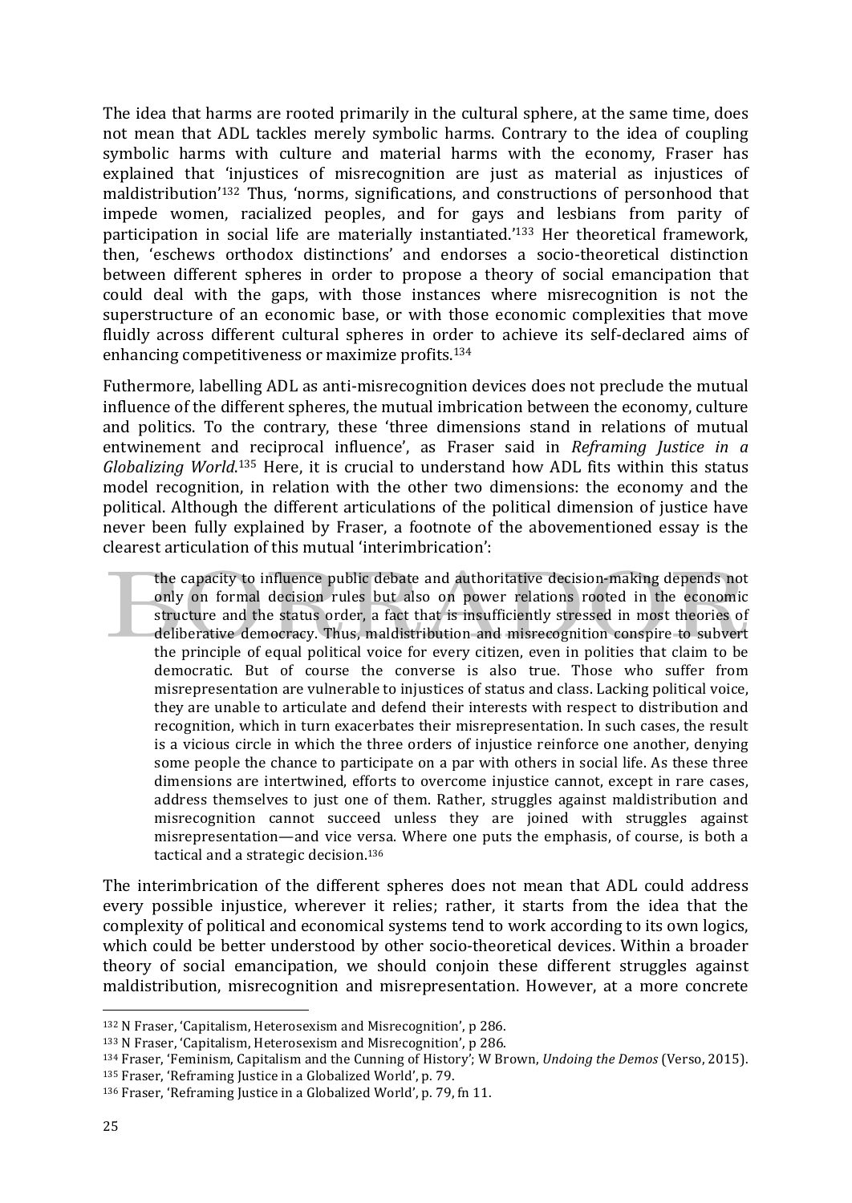The idea that harms are rooted primarily in the cultural sphere, at the same time, does not mean that ADL tackles merely symbolic harms. Contrary to the idea of coupling symbolic harms with culture and material harms with the economy, Fraser has explained that 'injustices of misrecognition are just as material as injustices of maldistribution'[132] Thus, 'norms, significations, and constructions of personhood that impede women, racialized peoples, and for gays and lesbians from parity of participation in social life are materially instantiated.'[133] Her theoretical framework, then, 'eschews orthodox distinctions' and endorses a socio-theoretical distinction between different spheres in order to propose a theory of social emancipation that could deal with the gaps, with those instances where misrecognition is not the superstructure of an economic base, or with those economic complexities that move fluidly across different cultural spheres in order to achieve its self-declared aims of enhancing competitiveness or maximize profits.[134]

Futhermore, labelling ADL as anti-misrecognition devices does not preclude the mutual influence of the different spheres, the mutual imbrication between the economy, culture and politics. To the contrary, these 'three dimensions stand in relations of mutual entwinement and reciprocal influence', as Fraser said in *Reframing Justice in a Globalizing World*.[135] Here, it is crucial to understand how ADL fits within this status model recognition, in relation with the other two dimensions: the economy and the political. Although the different articulations of the political dimension of justice have never been fully explained by Fraser, a footnote of the abovementioned essay is the clearest articulation of this mutual 'interimbrication':

> the capacity to influence public debate and authoritative decision-making depends not only on formal decision rules but also on power relations rooted in the economic structure and the status order, a fact that is insufficiently stressed in most theories of deliberative democracy. Thus, maldistribution and misrecognition conspire to subvert the principle of equal political voice for every citizen, even in polities that claim to be democratic. But of course the converse is also true. Those who suffer from misrepresentation are vulnerable to injustices of status and class. Lacking political voice, they are unable to articulate and defend their interests with respect to distribution and recognition, which in turn exacerbates their misrepresentation. In such cases, the result is a vicious circle in which the three orders of injustice reinforce one another, denying some people the chance to participate on a par with others in social life. As these three dimensions are intertwined, efforts to overcome injustice cannot, except in rare cases, address themselves to just one of them. Rather, struggles against maldistribution and misrecognition cannot succeed unless they are joined with struggles against misrepresentation—and vice versa. Where one puts the emphasis, of course, is both a tactical and a strategic decision.[136]

The interimbrication of the different spheres does not mean that ADL could address every possible injustice, wherever it relies; rather, it starts from the idea that the complexity of political and economical systems tend to work according to its own logics, which could be better understood by other socio-theoretical devices. Within a broader theory of social emancipation, we should conjoin these different struggles against maldistribution, misrecognition and misrepresentation. However, at a more concrete

---

[132] N Fraser, 'Capitalism, Heterosexism and Misrecognition', p 286.

[133] N Fraser, 'Capitalism, Heterosexism and Misrecognition', p 286.

[134] Fraser, 'Feminism, Capitalism and the Cunning of History'; W Brown, *Undoing the Demos* (Verso, 2015).

[135] Fraser, 'Reframing Justice in a Globalized World', p. 79.

[136] Fraser, 'Reframing Justice in a Globalized World', p. 79, fn 11.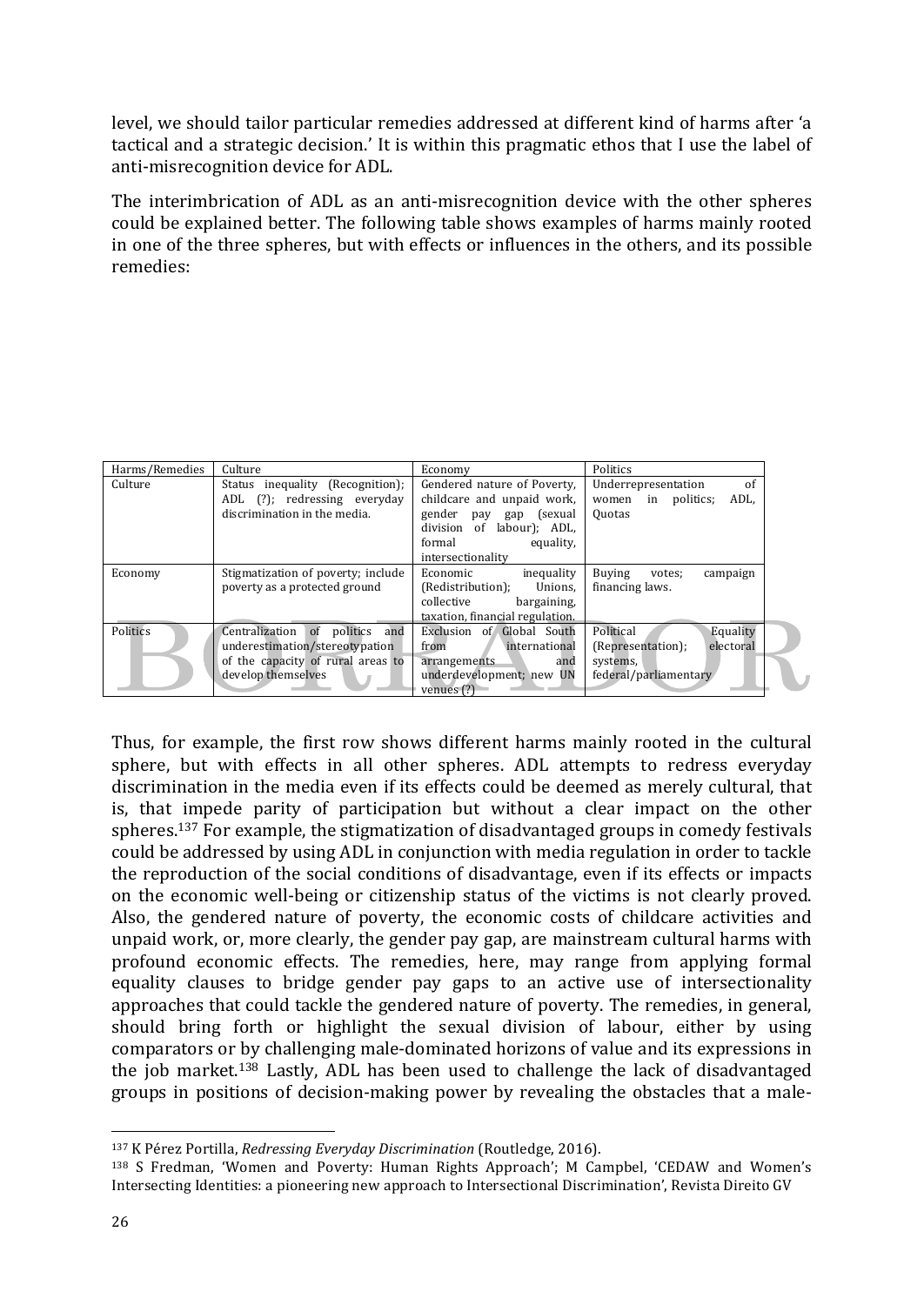level, we should tailor particular remedies addressed at different kind of harms after 'a tactical and a strategic decision.' It is within this pragmatic ethos that I use the label of anti-misrecognition device for ADL.

The interimbrication of ADL as an anti-misrecognition device with the other spheres could be explained better. The following table shows examples of harms mainly rooted in one of the three spheres, but with effects or influences in the others, and its possible remedies:

| Harms/Remedies | Culture | Economy | Politics |
|---|---|---|---|
| Culture | Status inequality (Recognition); ADL (?); redressing everyday discrimination in the media. | Gendered nature of Poverty, childcare and unpaid work, gender pay gap (sexual division of labour); ADL, formal equality, intersectionality | Underrepresentation of women in politics; ADL, Quotas |
| Economy | Stigmatization of poverty; include poverty as a protected ground | Economic inequality (Redistribution); Unions, collective bargaining, taxation, financial regulation. | Buying votes; campaign financing laws. |
| Politics | Centralization of politics and underestimation/stereotypation of the capacity of rural areas to develop themselves | Exclusion of Global South from international arrangements and underdevelopment; new UN venues (?) | Political Equality (Representation); electoral systems, federal/parliamentary |

Thus, for example, the first row shows different harms mainly rooted in the cultural sphere, but with effects in all other spheres. ADL attempts to redress everyday discrimination in the media even if its effects could be deemed as merely cultural, that is, that impede parity of participation but without a clear impact on the other spheres.[137] For example, the stigmatization of disadvantaged groups in comedy festivals could be addressed by using ADL in conjunction with media regulation in order to tackle the reproduction of the social conditions of disadvantage, even if its effects or impacts on the economic well-being or citizenship status of the victims is not clearly proved. Also, the gendered nature of poverty, the economic costs of childcare activities and unpaid work, or, more clearly, the gender pay gap, are mainstream cultural harms with profound economic effects. The remedies, here, may range from applying formal equality clauses to bridge gender pay gaps to an active use of intersectionality approaches that could tackle the gendered nature of poverty. The remedies, in general, should bring forth or highlight the sexual division of labour, either by using comparators or by challenging male-dominated horizons of value and its expressions in the job market.[138] Lastly, ADL has been used to challenge the lack of disadvantaged groups in positions of decision-making power by revealing the obstacles that a male-

---

[137] K Pérez Portilla, *Redressing Everyday Discrimination* (Routledge, 2016).

[138] S Fredman, 'Women and Poverty: Human Rights Approach'; M Campbel, 'CEDAW and Women's Intersecting Identities: a pioneering new approach to Intersectional Discrimination', Revista Direito GV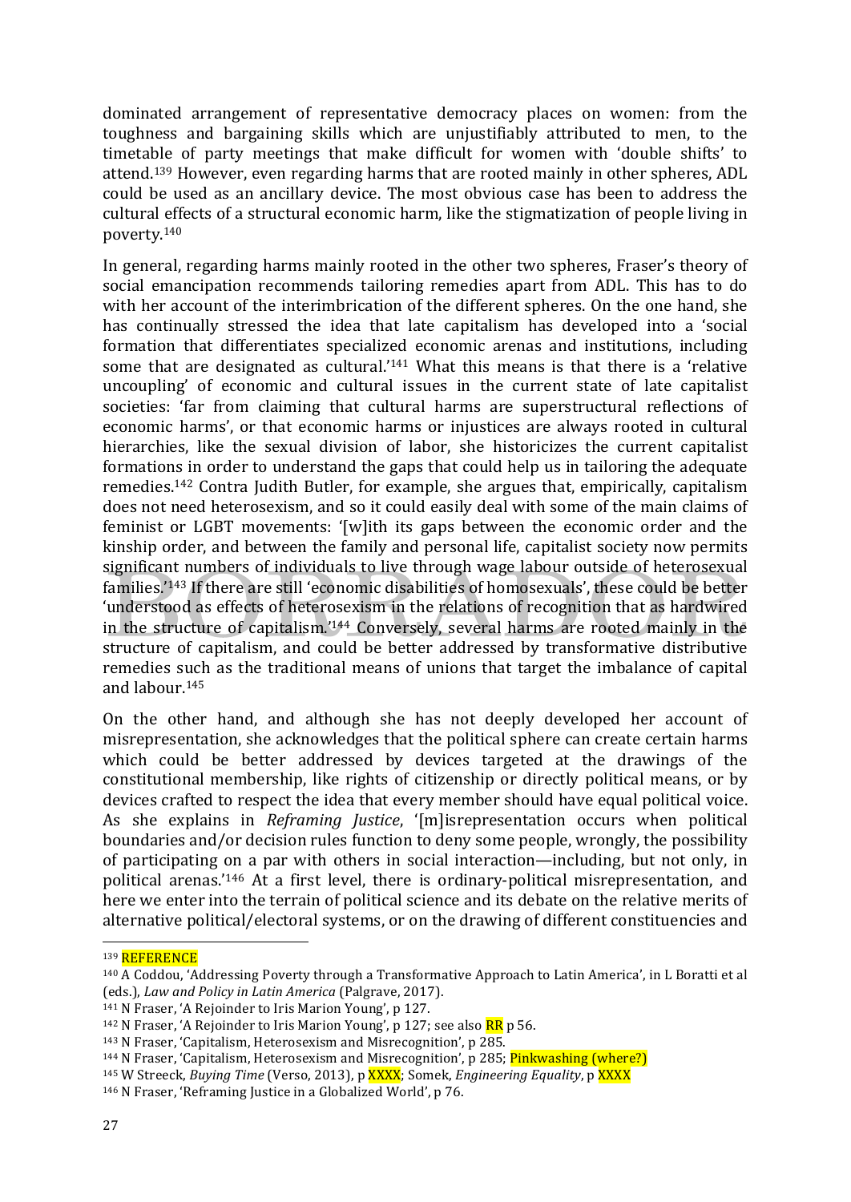dominated arrangement of representative democracy places on women: from the toughness and bargaining skills which are unjustifiably attributed to men, to the timetable of party meetings that make difficult for women with 'double shifts' to attend.[139] However, even regarding harms that are rooted mainly in other spheres, ADL could be used as an ancillary device. The most obvious case has been to address the cultural effects of a structural economic harm, like the stigmatization of people living in poverty.[140]

In general, regarding harms mainly rooted in the other two spheres, Fraser's theory of social emancipation recommends tailoring remedies apart from ADL. This has to do with her account of the interimbrication of the different spheres. On the one hand, she has continually stressed the idea that late capitalism has developed into a 'social formation that differentiates specialized economic arenas and institutions, including some that are designated as cultural.'[141] What this means is that there is a 'relative uncoupling' of economic and cultural issues in the current state of late capitalist societies: 'far from claiming that cultural harms are superstructural reflections of economic harms', or that economic harms or injustices are always rooted in cultural hierarchies, like the sexual division of labor, she historicizes the current capitalist formations in order to understand the gaps that could help us in tailoring the adequate remedies.[142] Contra Judith Butler, for example, she argues that, empirically, capitalism does not need heterosexism, and so it could easily deal with some of the main claims of feminist or LGBT movements: '[w]ith its gaps between the economic order and the kinship order, and between the family and personal life, capitalist society now permits significant numbers of individuals to live through wage labour outside of heterosexual families.'[143] If there are still 'economic disabilities of homosexuals', these could be better 'understood as effects of heterosexism in the relations of recognition that as hardwired in the structure of capitalism.'[144] Conversely, several harms are rooted mainly in the structure of capitalism, and could be better addressed by transformative distributive remedies such as the traditional means of unions that target the imbalance of capital and labour.[145]

On the other hand, and although she has not deeply developed her account of misrepresentation, she acknowledges that the political sphere can create certain harms which could be better addressed by devices targeted at the drawings of the constitutional membership, like rights of citizenship or directly political means, or by devices crafted to respect the idea that every member should have equal political voice. As she explains in *Reframing Justice*, '[m]isrepresentation occurs when political boundaries and/or decision rules function to deny some people, wrongly, the possibility of participating on a par with others in social interaction—including, but not only, in political arenas.'[146] At a first level, there is ordinary-political misrepresentation, and here we enter into the terrain of political science and its debate on the relative merits of alternative political/electoral systems, or on the drawing of different constituencies and

---

[139] REFERENCE

[140] A Coddou, 'Addressing Poverty through a Transformative Approach to Latin America', in L Boratti et al (eds.), *Law and Policy in Latin America* (Palgrave, 2017).

[141] N Fraser, 'A Rejoinder to Iris Marion Young', p 127.

[142] N Fraser, 'A Rejoinder to Iris Marion Young', p 127; see also RR p 56.

[143] N Fraser, 'Capitalism, Heterosexism and Misrecognition', p 285.

[144] N Fraser, 'Capitalism, Heterosexism and Misrecognition', p 285; Pinkwashing (where?)

[145] W Streeck, *Buying Time* (Verso, 2013), p XXXX; Somek, *Engineering Equality*, p XXXX

[146] N Fraser, 'Reframing Justice in a Globalized World', p 76.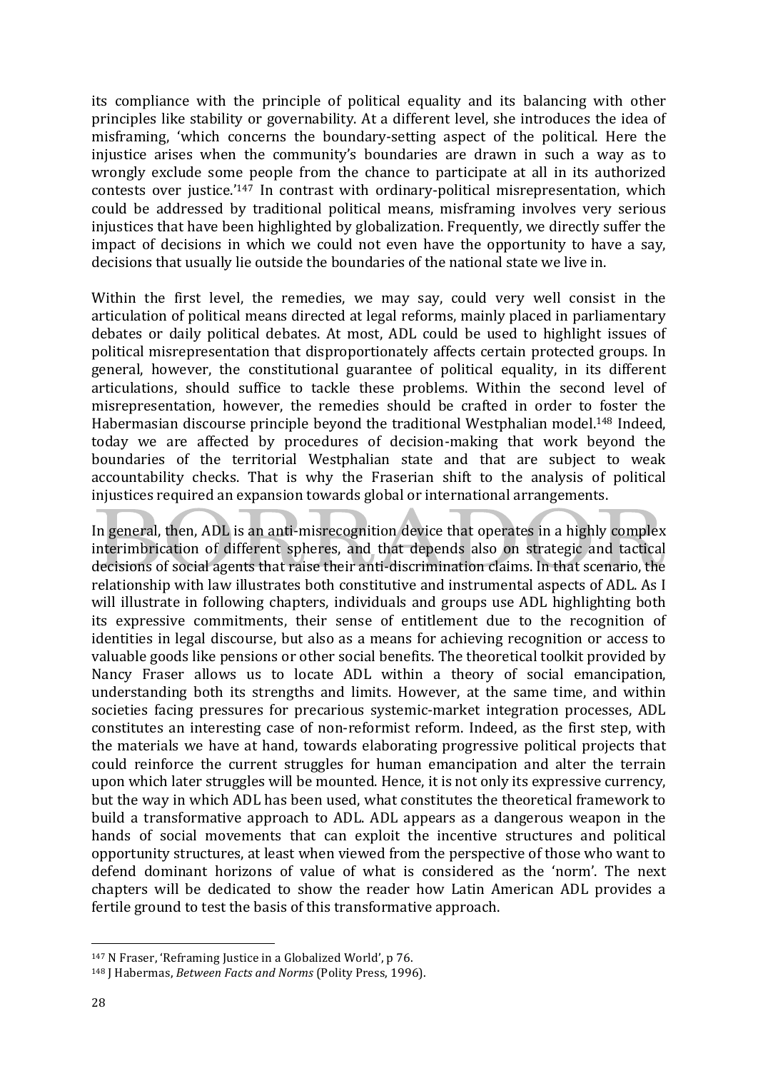its compliance with the principle of political equality and its balancing with other principles like stability or governability. At a different level, she introduces the idea of misframing, 'which concerns the boundary-setting aspect of the political. Here the injustice arises when the community's boundaries are drawn in such a way as to wrongly exclude some people from the chance to participate at all in its authorized contests over justice.'[147] In contrast with ordinary-political misrepresentation, which could be addressed by traditional political means, misframing involves very serious injustices that have been highlighted by globalization. Frequently, we directly suffer the impact of decisions in which we could not even have the opportunity to have a say, decisions that usually lie outside the boundaries of the national state we live in.

Within the first level, the remedies, we may say, could very well consist in the articulation of political means directed at legal reforms, mainly placed in parliamentary debates or daily political debates. At most, ADL could be used to highlight issues of political misrepresentation that disproportionately affects certain protected groups. In general, however, the constitutional guarantee of political equality, in its different articulations, should suffice to tackle these problems. Within the second level of misrepresentation, however, the remedies should be crafted in order to foster the Habermasian discourse principle beyond the traditional Westphalian model.[148] Indeed, today we are affected by procedures of decision-making that work beyond the boundaries of the territorial Westphalian state and that are subject to weak accountability checks. That is why the Fraserian shift to the analysis of political injustices required an expansion towards global or international arrangements.

In general, then, ADL is an anti-misrecognition device that operates in a highly complex interimbrication of different spheres, and that depends also on strategic and tactical decisions of social agents that raise their anti-discrimination claims. In that scenario, the relationship with law illustrates both constitutive and instrumental aspects of ADL. As I will illustrate in following chapters, individuals and groups use ADL highlighting both its expressive commitments, their sense of entitlement due to the recognition of identities in legal discourse, but also as a means for achieving recognition or access to valuable goods like pensions or other social benefits. The theoretical toolkit provided by Nancy Fraser allows us to locate ADL within a theory of social emancipation, understanding both its strengths and limits. However, at the same time, and within societies facing pressures for precarious systemic-market integration processes, ADL constitutes an interesting case of non-reformist reform. Indeed, as the first step, with the materials we have at hand, towards elaborating progressive political projects that could reinforce the current struggles for human emancipation and alter the terrain upon which later struggles will be mounted. Hence, it is not only its expressive currency, but the way in which ADL has been used, what constitutes the theoretical framework to build a transformative approach to ADL. ADL appears as a dangerous weapon in the hands of social movements that can exploit the incentive structures and political opportunity structures, at least when viewed from the perspective of those who want to defend dominant horizons of value of what is considered as the 'norm'. The next chapters will be dedicated to show the reader how Latin American ADL provides a fertile ground to test the basis of this transformative approach.

---

[147] N Fraser, 'Reframing Justice in a Globalized World', p 76.

[148] J Habermas, *Between Facts and Norms* (Polity Press, 1996).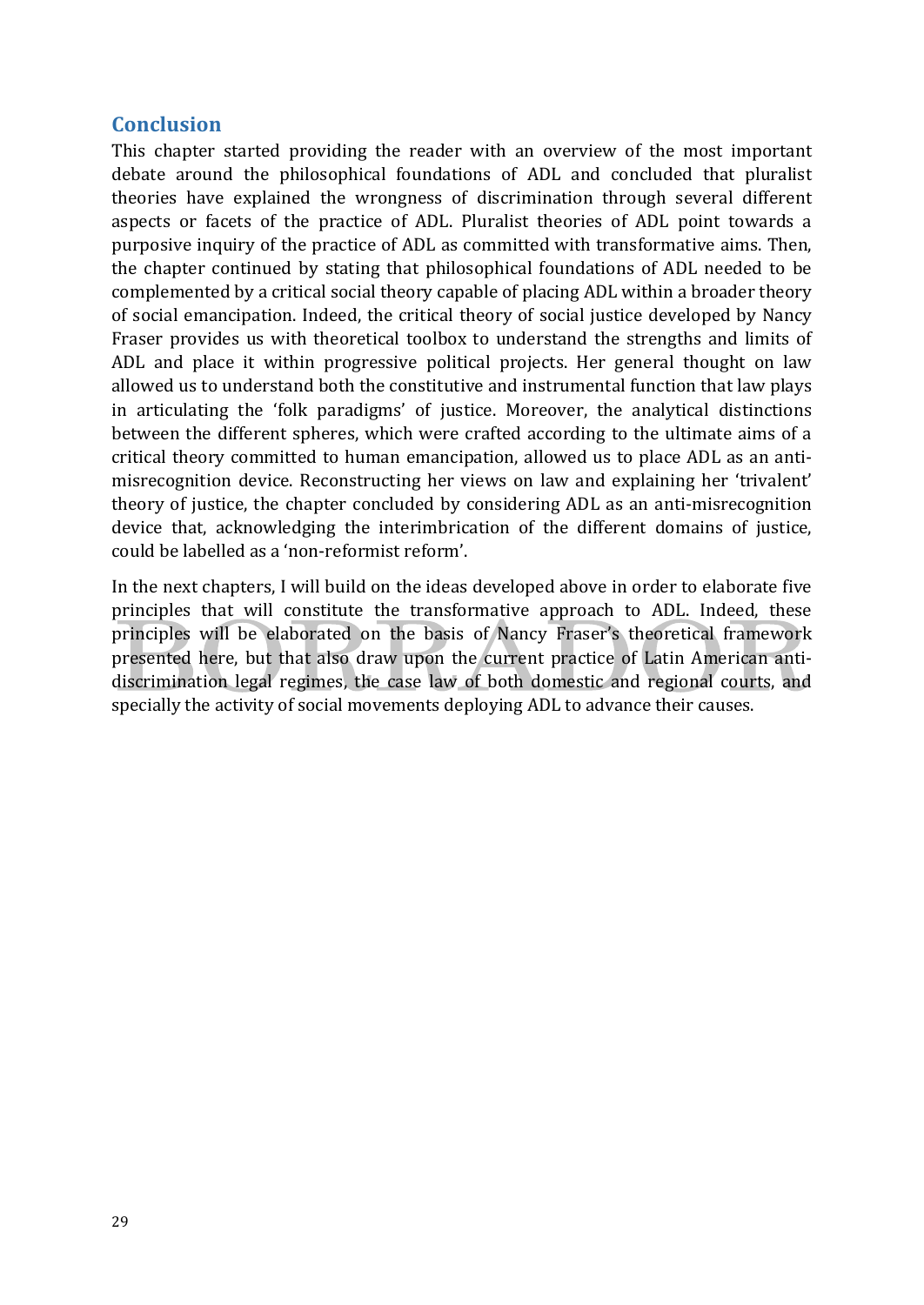## Conclusion

This chapter started providing the reader with an overview of the most important debate around the philosophical foundations of ADL and concluded that pluralist theories have explained the wrongness of discrimination through several different aspects or facets of the practice of ADL. Pluralist theories of ADL point towards a purposive inquiry of the practice of ADL as committed with transformative aims. Then, the chapter continued by stating that philosophical foundations of ADL needed to be complemented by a critical social theory capable of placing ADL within a broader theory of social emancipation. Indeed, the critical theory of social justice developed by Nancy Fraser provides us with theoretical toolbox to understand the strengths and limits of ADL and place it within progressive political projects. Her general thought on law allowed us to understand both the constitutive and instrumental function that law plays in articulating the 'folk paradigms' of justice. Moreover, the analytical distinctions between the different spheres, which were crafted according to the ultimate aims of a critical theory committed to human emancipation, allowed us to place ADL as an anti-misrecognition device. Reconstructing her views on law and explaining her 'trivalent' theory of justice, the chapter concluded by considering ADL as an anti-misrecognition device that, acknowledging the interimbrication of the different domains of justice, could be labelled as a 'non-reformist reform'.

In the next chapters, I will build on the ideas developed above in order to elaborate five principles that will constitute the transformative approach to ADL. Indeed, these principles will be elaborated on the basis of Nancy Fraser's theoretical framework presented here, but that also draw upon the current practice of Latin American anti-discrimination legal regimes, the case law of both domestic and regional courts, and specially the activity of social movements deploying ADL to advance their causes.